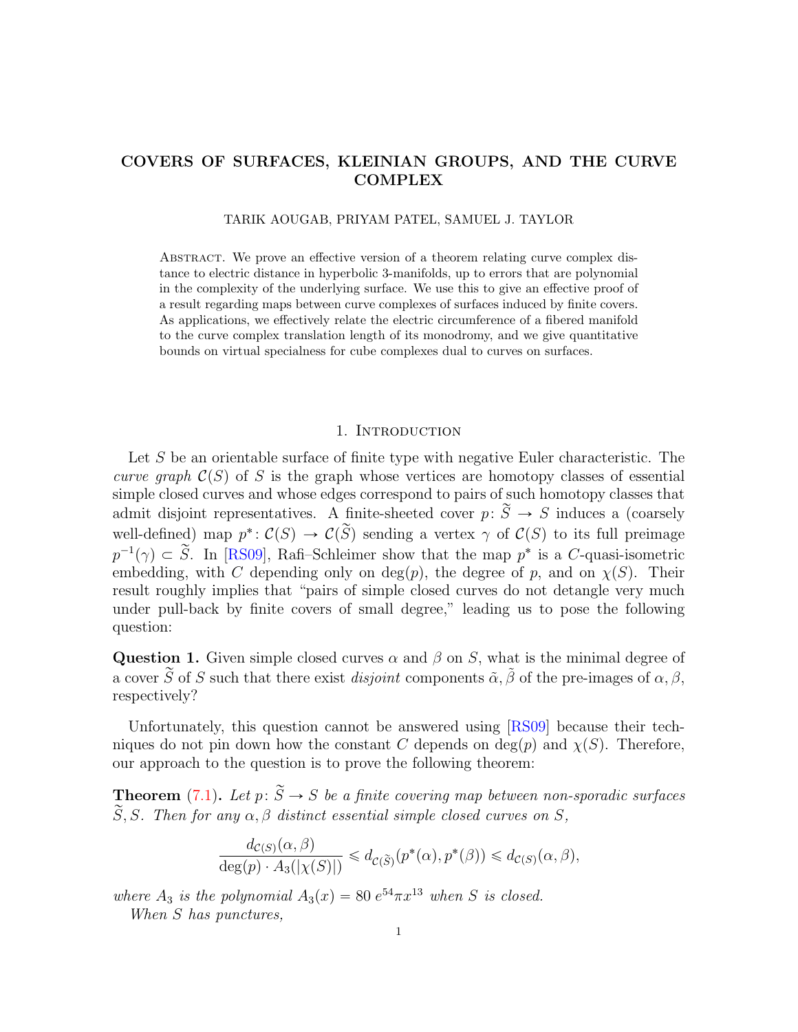# COVERS OF SURFACES, KLEINIAN GROUPS, AND THE CURVE COMPLEX

TARIK AOUGAB, PRIYAM PATEL, SAMUEL J. TAYLOR

ABSTRACT. We prove an effective version of a theorem relating curve complex distance to electric distance in hyperbolic 3-manifolds, up to errors that are polynomial in the complexity of the underlying surface. We use this to give an effective proof of a result regarding maps between curve complexes of surfaces induced by finite covers. As applications, we effectively relate the electric circumference of a fibered manifold to the curve complex translation length of its monodromy, and we give quantitative bounds on virtual specialness for cube complexes dual to curves on surfaces.

## 1. Introduction

Let $S$ be an orientable surface of finite type with negative Euler characteristic. The *curve graph* $\mathcal{C}(S)$ of $S$ is the graph whose vertices are homotopy classes of essential simple closed curves and whose edges correspond to pairs of such homotopy classes that admit disjoint representatives. A finite-sheeted cover $p\colon \widetilde{S} \to S$ induces a (coarsely well-defined) map $p^*\colon \mathcal{C}(S) \to \mathcal{C}(\widetilde{S})$ sending a vertex $\gamma$ of $\mathcal{C}(S)$ to its full preimage $p^{-1}(\gamma) \subset \widetilde{S}$. In [RS09], Rafi–Schleimer show that the map $p^*$ is a $C$-quasi-isometric embedding, with $C$ depending only on $\deg(p)$, the degree of $p$, and on $\chi(S)$. Their result roughly implies that "pairs of simple closed curves do not detangle very much under pull-back by finite covers of small degree," leading us to pose the following question:

**Question 1.** Given simple closed curves $\alpha$ and $\beta$ on $S$, what is the minimal degree of a cover $\widetilde{S}$ of $S$ such that there exist *disjoint* components $\tilde{\alpha}, \tilde{\beta}$ of the pre-images of $\alpha, \beta$, respectively?

Unfortunately, this question cannot be answered using [RS09] because their techniques do not pin down how the constant $C$ depends on $\deg(p)$ and $\chi(S)$. Therefore, our approach to the question is to prove the following theorem:

**Theorem** (7.1)**.** *Let $p\colon \widetilde{S} \to S$ be a finite covering map between non-sporadic surfaces $\widetilde{S}, S$. Then for any $\alpha, \beta$ distinct essential simple closed curves on $S$,*

$$\frac{d_{\mathcal{C}(S)}(\alpha,\beta)}{\deg(p)\cdot A_3(|\chi(S)|)} \leqslant d_{\mathcal{C}(\widetilde{S})}(p^*(\alpha), p^*(\beta)) \leqslant d_{\mathcal{C}(S)}(\alpha,\beta),$$

*where $A_3$ is the polynomial $A_3(x) = 80\, e^{54}\pi x^{13}$ when $S$ is closed.*

*When $S$ has punctures,*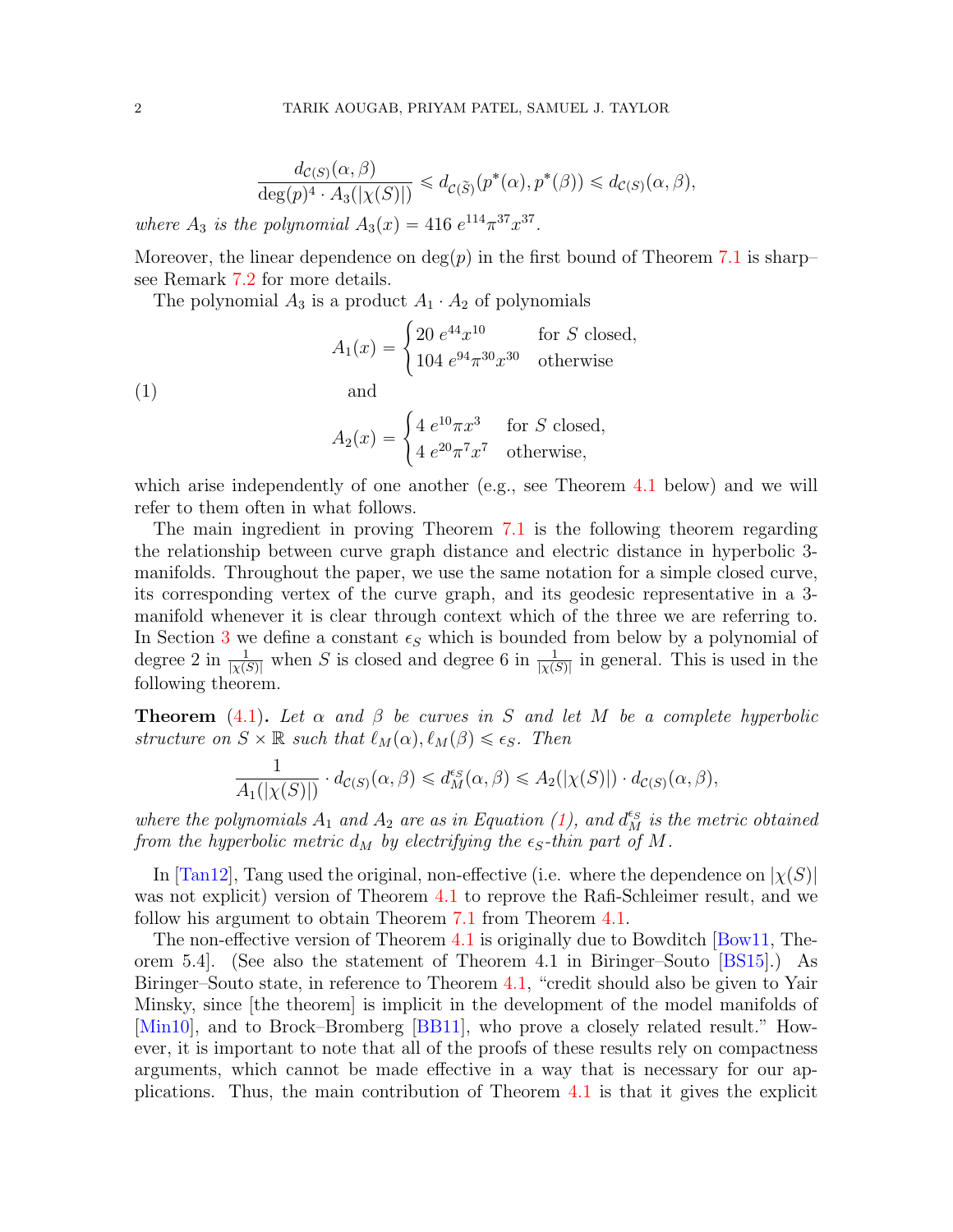$$\frac{d_{\mathcal{C}(S)}(\alpha,\beta)}{\deg(p)^4 \cdot A_3(|\chi(S)|)} \leqslant d_{\mathcal{C}(\tilde{S})}(p^*(\alpha), p^*(\beta)) \leqslant d_{\mathcal{C}(S)}(\alpha,\beta),$$

*where $A_3$ is the polynomial $A_3(x) = 416\ e^{114}\pi^{37}x^{37}$.*

Moreover, the linear dependence on $\deg(p)$ in the first bound of Theorem 7.1 is sharp– see Remark 7.2 for more details.

The polynomial $A_3$ is a product $A_1 \cdot A_2$ of polynomials

$$A_1(x) = \begin{cases} 20\ e^{44}x^{10} & \text{for } S \text{ closed,} \\ 104\ e^{94}\pi^{30}x^{30} & \text{otherwise} \end{cases}$$

(1) and

$$A_2(x) = \begin{cases} 4\ e^{10}\pi x^3 & \text{for } S \text{ closed,} \\ 4\ e^{20}\pi^7 x^7 & \text{otherwise,} \end{cases}$$

which arise independently of one another (e.g., see Theorem 4.1 below) and we will refer to them often in what follows.

The main ingredient in proving Theorem 7.1 is the following theorem regarding the relationship between curve graph distance and electric distance in hyperbolic 3-manifolds. Throughout the paper, we use the same notation for a simple closed curve, its corresponding vertex of the curve graph, and its geodesic representative in a 3-manifold whenever it is clear through context which of the three we are referring to. In Section 3 we define a constant $\epsilon_S$ which is bounded from below by a polynomial of degree 2 in $\frac{1}{|\chi(S)|}$ when $S$ is closed and degree 6 in $\frac{1}{|\chi(S)|}$ in general. This is used in the following theorem.

**Theorem** (4.1)**.** *Let $\alpha$ and $\beta$ be curves in $S$ and let $M$ be a complete hyperbolic structure on $S \times \mathbb{R}$ such that $\ell_M(\alpha), \ell_M(\beta) \leqslant \epsilon_S$. Then*

$$\frac{1}{A_1(|\chi(S)|)} \cdot d_{\mathcal{C}(S)}(\alpha,\beta) \leqslant d_M^{\epsilon_S}(\alpha,\beta) \leqslant A_2(|\chi(S)|) \cdot d_{\mathcal{C}(S)}(\alpha,\beta),$$

*where the polynomials $A_1$ and $A_2$ are as in Equation (1), and $d_M^{\epsilon_S}$ is the metric obtained from the hyperbolic metric $d_M$ by electrifying the $\epsilon_S$-thin part of $M$.*

In [Tan12], Tang used the original, non-effective (i.e. where the dependence on $|\chi(S)|$ was not explicit) version of Theorem 4.1 to reprove the Rafi-Schleimer result, and we follow his argument to obtain Theorem 7.1 from Theorem 4.1.

The non-effective version of Theorem 4.1 is originally due to Bowditch [Bow11, Theorem 5.4]. (See also the statement of Theorem 4.1 in Biringer–Souto [BS15].) As Biringer–Souto state, in reference to Theorem 4.1, "credit should also be given to Yair Minsky, since [the theorem] is implicit in the development of the model manifolds of [Min10], and to Brock–Bromberg [BB11], who prove a closely related result." However, it is important to note that all of the proofs of these results rely on compactness arguments, which cannot be made effective in a way that is necessary for our applications. Thus, the main contribution of Theorem 4.1 is that it gives the explicit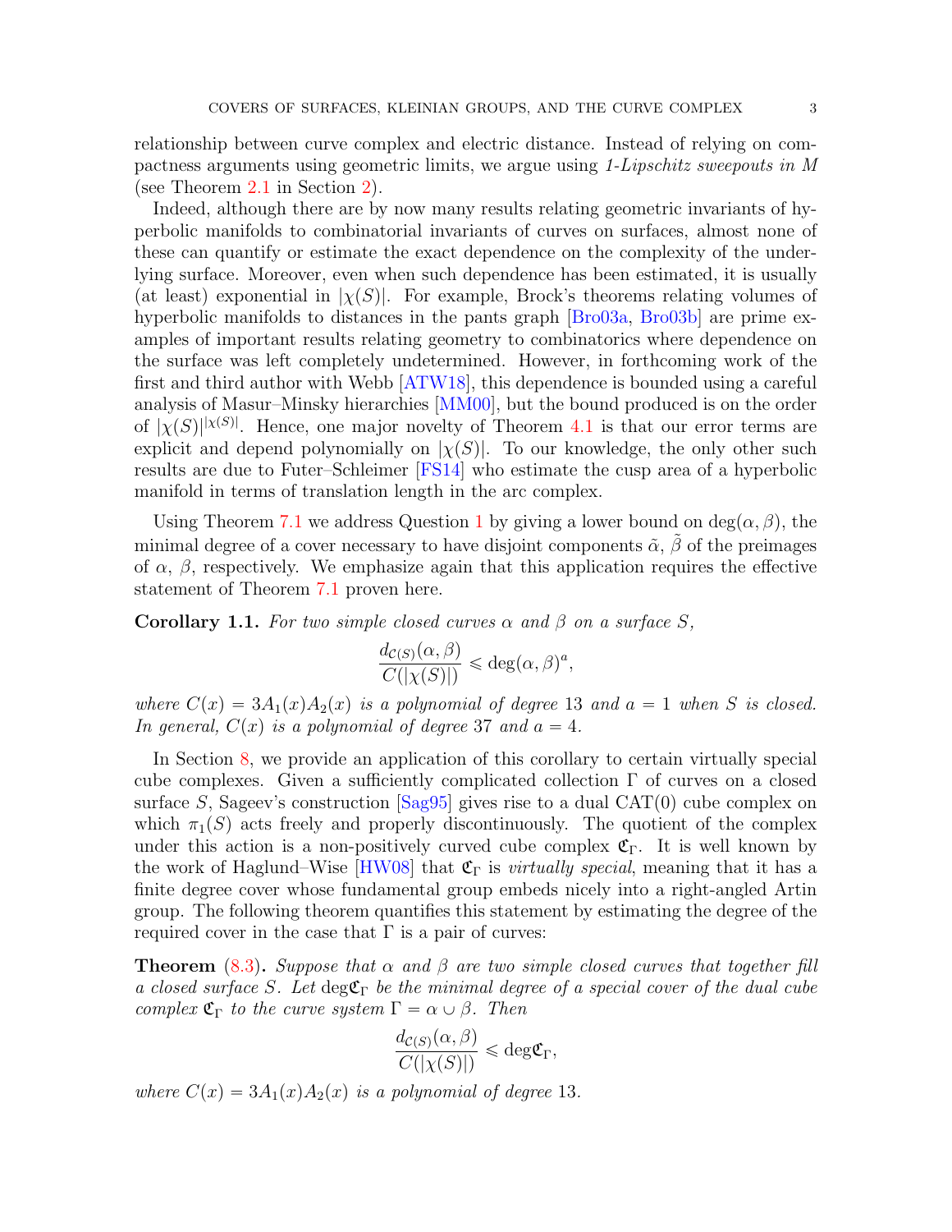relationship between curve complex and electric distance. Instead of relying on compactness arguments using geometric limits, we argue using *1-Lipschitz sweepouts in M* (see Theorem 2.1 in Section 2).

Indeed, although there are by now many results relating geometric invariants of hyperbolic manifolds to combinatorial invariants of curves on surfaces, almost none of these can quantify or estimate the exact dependence on the complexity of the underlying surface. Moreover, even when such dependence has been estimated, it is usually (at least) exponential in $|\chi(S)|$. For example, Brock's theorems relating volumes of hyperbolic manifolds to distances in the pants graph [Bro03a, Bro03b] are prime examples of important results relating geometry to combinatorics where dependence on the surface was left completely undetermined. However, in forthcoming work of the first and third author with Webb [ATW18], this dependence is bounded using a careful analysis of Masur–Minsky hierarchies [MM00], but the bound produced is on the order of $|\chi(S)|^{|\chi(S)|}$. Hence, one major novelty of Theorem 4.1 is that our error terms are explicit and depend polynomially on $|\chi(S)|$. To our knowledge, the only other such results are due to Futer–Schleimer [FS14] who estimate the cusp area of a hyperbolic manifold in terms of translation length in the arc complex.

Using Theorem 7.1 we address Question 1 by giving a lower bound on $\deg(\alpha, \beta)$, the minimal degree of a cover necessary to have disjoint components $\tilde{\alpha}$, $\tilde{\beta}$ of the preimages of $\alpha$, $\beta$, respectively. We emphasize again that this application requires the effective statement of Theorem 7.1 proven here.

**Corollary 1.1.** *For two simple closed curves $\alpha$ and $\beta$ on a surface $S$,*

$$\frac{d_{\mathcal{C}(S)}(\alpha, \beta)}{C(|\chi(S)|)} \leqslant \deg(\alpha, \beta)^a,$$

*where $C(x) = 3A_1(x)A_2(x)$ is a polynomial of degree 13 and $a = 1$ when $S$ is closed. In general, $C(x)$ is a polynomial of degree 37 and $a = 4$.*

In Section 8, we provide an application of this corollary to certain virtually special cube complexes. Given a sufficiently complicated collection $\Gamma$ of curves on a closed surface $S$, Sageev's construction [Sag95] gives rise to a dual CAT(0) cube complex on which $\pi_1(S)$ acts freely and properly discontinuously. The quotient of the complex under this action is a non-positively curved cube complex $\mathfrak{C}_\Gamma$. It is well known by the work of Haglund–Wise [HW08] that $\mathfrak{C}_\Gamma$ is *virtually special*, meaning that it has a finite degree cover whose fundamental group embeds nicely into a right-angled Artin group. The following theorem quantifies this statement by estimating the degree of the required cover in the case that $\Gamma$ is a pair of curves:

**Theorem** (8.3)**.** *Suppose that $\alpha$ and $\beta$ are two simple closed curves that together fill a closed surface $S$. Let $\deg\mathfrak{C}_\Gamma$ be the minimal degree of a special cover of the dual cube complex $\mathfrak{C}_\Gamma$ to the curve system $\Gamma = \alpha \cup \beta$. Then*

$$\frac{d_{\mathcal{C}(S)}(\alpha, \beta)}{C(|\chi(S)|)} \leqslant \deg\mathfrak{C}_\Gamma,$$

*where $C(x) = 3A_1(x)A_2(x)$ is a polynomial of degree 13.*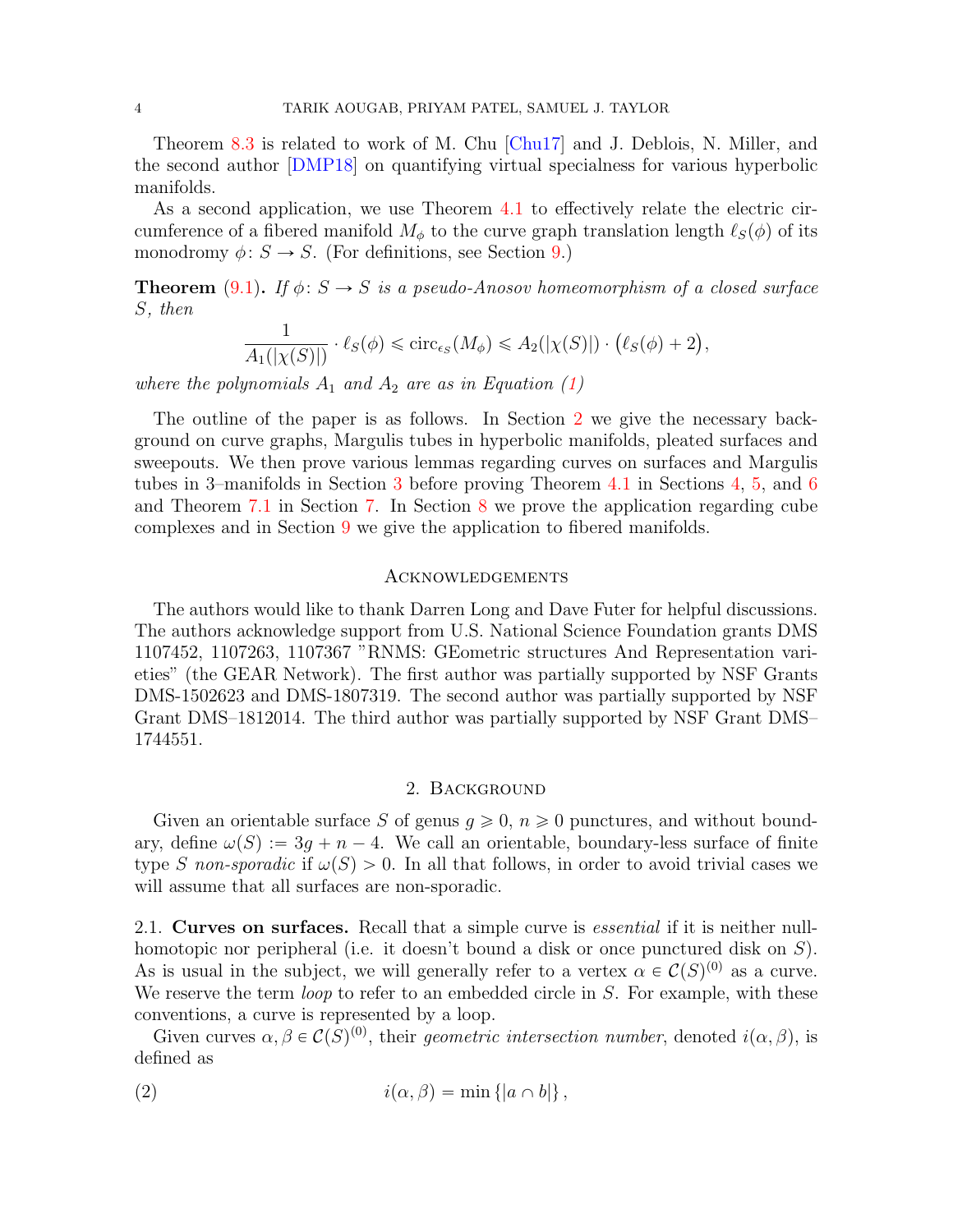Theorem 8.3 is related to work of M. Chu [Chu17] and J. Deblois, N. Miller, and the second author [DMP18] on quantifying virtual specialness for various hyperbolic manifolds.

As a second application, we use Theorem 4.1 to effectively relate the electric circumference of a fibered manifold $M_\phi$ to the curve graph translation length $\ell_S(\phi)$ of its monodromy $\phi\colon S \to S$. (For definitions, see Section 9.)

**Theorem** (9.1)**.** *If $\phi\colon S \to S$ is a pseudo-Anosov homeomorphism of a closed surface $S$, then*

$$\frac{1}{A_1(|\chi(S)|)} \cdot \ell_S(\phi) \leqslant \mathrm{circ}_{\epsilon_S}(M_\phi) \leqslant A_2(|\chi(S)|) \cdot \big(\ell_S(\phi) + 2\big),$$

*where the polynomials $A_1$ and $A_2$ are as in Equation (1)*

The outline of the paper is as follows. In Section 2 we give the necessary background on curve graphs, Margulis tubes in hyperbolic manifolds, pleated surfaces and sweepouts. We then prove various lemmas regarding curves on surfaces and Margulis tubes in 3–manifolds in Section 3 before proving Theorem 4.1 in Sections 4, 5, and 6 and Theorem 7.1 in Section 7. In Section 8 we prove the application regarding cube complexes and in Section 9 we give the application to fibered manifolds.

## Acknowledgements

The authors would like to thank Darren Long and Dave Futer for helpful discussions. The authors acknowledge support from U.S. National Science Foundation grants DMS 1107452, 1107263, 1107367 "RNMS: GEometric structures And Representation varieties" (the GEAR Network). The first author was partially supported by NSF Grants DMS-1502623 and DMS-1807319. The second author was partially supported by NSF Grant DMS–1812014. The third author was partially supported by NSF Grant DMS–1744551.

## 2. Background

Given an orientable surface $S$ of genus $g \geqslant 0$, $n \geqslant 0$ punctures, and without boundary, define $\omega(S) := 3g + n - 4$. We call an orientable, boundary-less surface of finite type $S$ *non-sporadic* if $\omega(S) > 0$. In all that follows, in order to avoid trivial cases we will assume that all surfaces are non-sporadic.

### 2.1. Curves on surfaces.

Recall that a simple curve is *essential* if it is neither null-homotopic nor peripheral (i.e. it doesn't bound a disk or once punctured disk on $S$). As is usual in the subject, we will generally refer to a vertex $\alpha \in \mathcal{C}(S)^{(0)}$ as a curve. We reserve the term *loop* to refer to an embedded circle in $S$. For example, with these conventions, a curve is represented by a loop.

Given curves $\alpha, \beta \in \mathcal{C}(S)^{(0)}$, their *geometric intersection number*, denoted $i(\alpha, \beta)$, is defined as

$$i(\alpha, \beta) = \min\{|a \cap b|\}, \tag{2}$$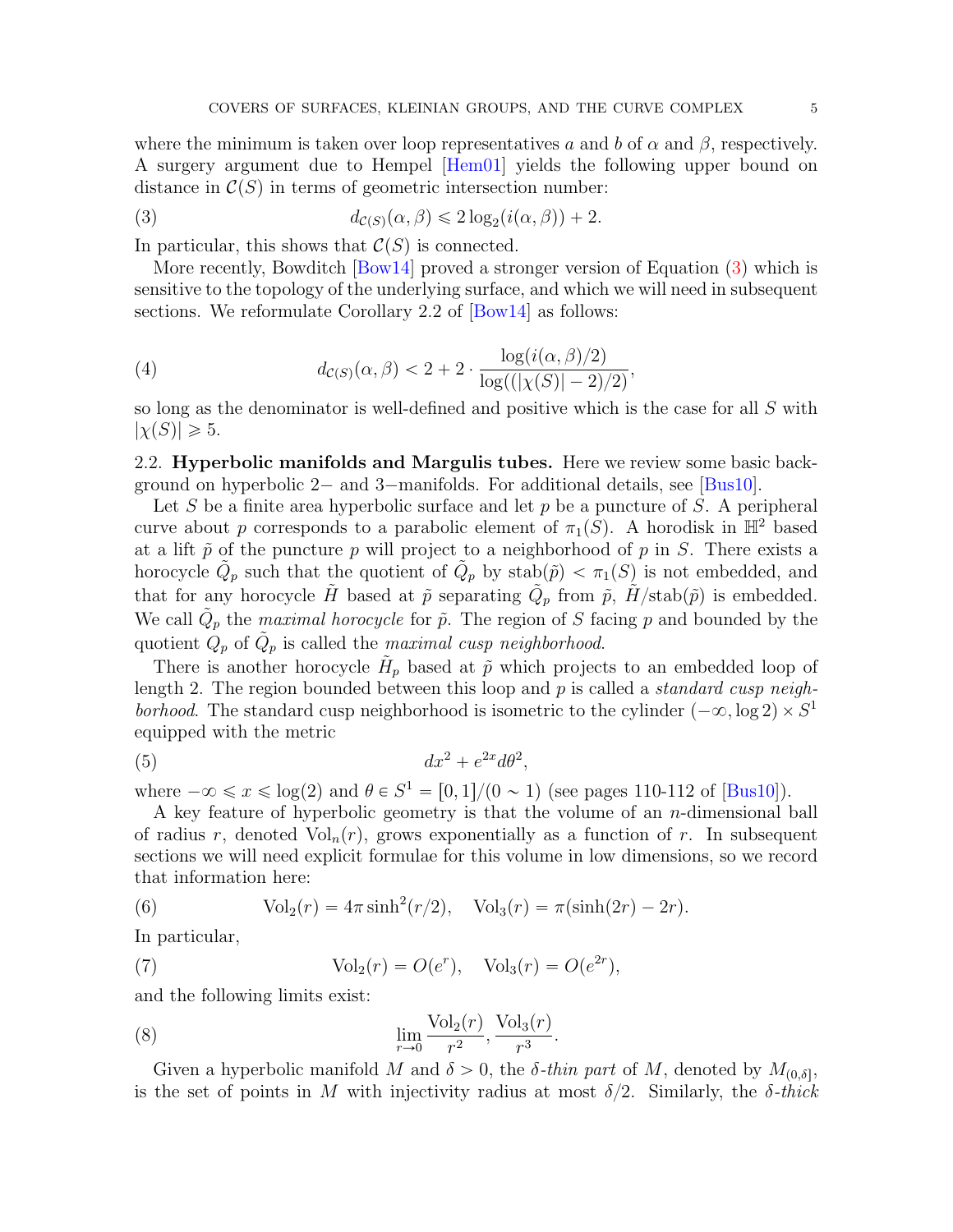where the minimum is taken over loop representatives $a$ and $b$ of $\alpha$ and $\beta$, respectively. A surgery argument due to Hempel [Hem01] yields the following upper bound on distance in $\mathcal{C}(S)$ in terms of geometric intersection number:

$$d_{\mathcal{C}(S)}(\alpha, \beta) \leqslant 2\log_2(i(\alpha, \beta)) + 2. \tag{3}$$

In particular, this shows that $\mathcal{C}(S)$ is connected.

More recently, Bowditch [Bow14] proved a stronger version of Equation (3) which is sensitive to the topology of the underlying surface, and which we will need in subsequent sections. We reformulate Corollary 2.2 of [Bow14] as follows:

$$d_{\mathcal{C}(S)}(\alpha, \beta) < 2 + 2 \cdot \frac{\log(i(\alpha, \beta)/2)}{\log((|\chi(S)| - 2)/2)}, \tag{4}$$

so long as the denominator is well-defined and positive which is the case for all $S$ with $|\chi(S)| \geqslant 5$.

## 2.2. Hyperbolic manifolds and Margulis tubes.

Here we review some basic background on hyperbolic $2-$ and $3-$manifolds. For additional details, see [Bus10].

Let $S$ be a finite area hyperbolic surface and let $p$ be a puncture of $S$. A peripheral curve about $p$ corresponds to a parabolic element of $\pi_1(S)$. A horodisk in $\mathbb{H}^2$ based at a lift $\tilde{p}$ of the puncture $p$ will project to a neighborhood of $p$ in $S$. There exists a horocycle $\tilde{Q}_p$ such that the quotient of $\tilde{Q}_p$ by $\mathrm{stab}(\tilde{p}) < \pi_1(S)$ is not embedded, and that for any horocycle $\tilde{H}$ based at $\tilde{p}$ separating $\tilde{Q}_p$ from $\tilde{p}$, $\tilde{H}/\mathrm{stab}(\tilde{p})$ is embedded. We call $\tilde{Q}_p$ the *maximal horocycle* for $\tilde{p}$. The region of $S$ facing $p$ and bounded by the quotient $Q_p$ of $\tilde{Q}_p$ is called the *maximal cusp neighborhood*.

There is another horocycle $\tilde{H}_p$ based at $\tilde{p}$ which projects to an embedded loop of length 2. The region bounded between this loop and $p$ is called a *standard cusp neighborhood*. The standard cusp neighborhood is isometric to the cylinder $(-\infty, \log 2) \times S^1$ equipped with the metric

$$dx^2 + e^{2x} d\theta^2, \tag{5}$$

where $-\infty \leqslant x \leqslant \log(2)$ and $\theta \in S^1 = [0,1]/(0 \sim 1)$ (see pages 110-112 of [Bus10]).

A key feature of hyperbolic geometry is that the volume of an $n$-dimensional ball of radius $r$, denoted $\mathrm{Vol}_n(r)$, grows exponentially as a function of $r$. In subsequent sections we will need explicit formulae for this volume in low dimensions, so we record that information here:

$$\mathrm{Vol}_2(r) = 4\pi \sinh^2(r/2), \quad \mathrm{Vol}_3(r) = \pi(\sinh(2r) - 2r). \tag{6}$$

In particular,

$$\mathrm{Vol}_2(r) = O(e^r), \quad \mathrm{Vol}_3(r) = O(e^{2r}), \tag{7}$$

and the following limits exist:

$$\lim_{r \to 0} \frac{\mathrm{Vol}_2(r)}{r^2}, \frac{\mathrm{Vol}_3(r)}{r^3}. \tag{8}$$

Given a hyperbolic manifold $M$ and $\delta > 0$, the *$\delta$-thin part* of $M$, denoted by $M_{(0,\delta]}$, is the set of points in $M$ with injectivity radius at most $\delta/2$. Similarly, the *$\delta$-thick*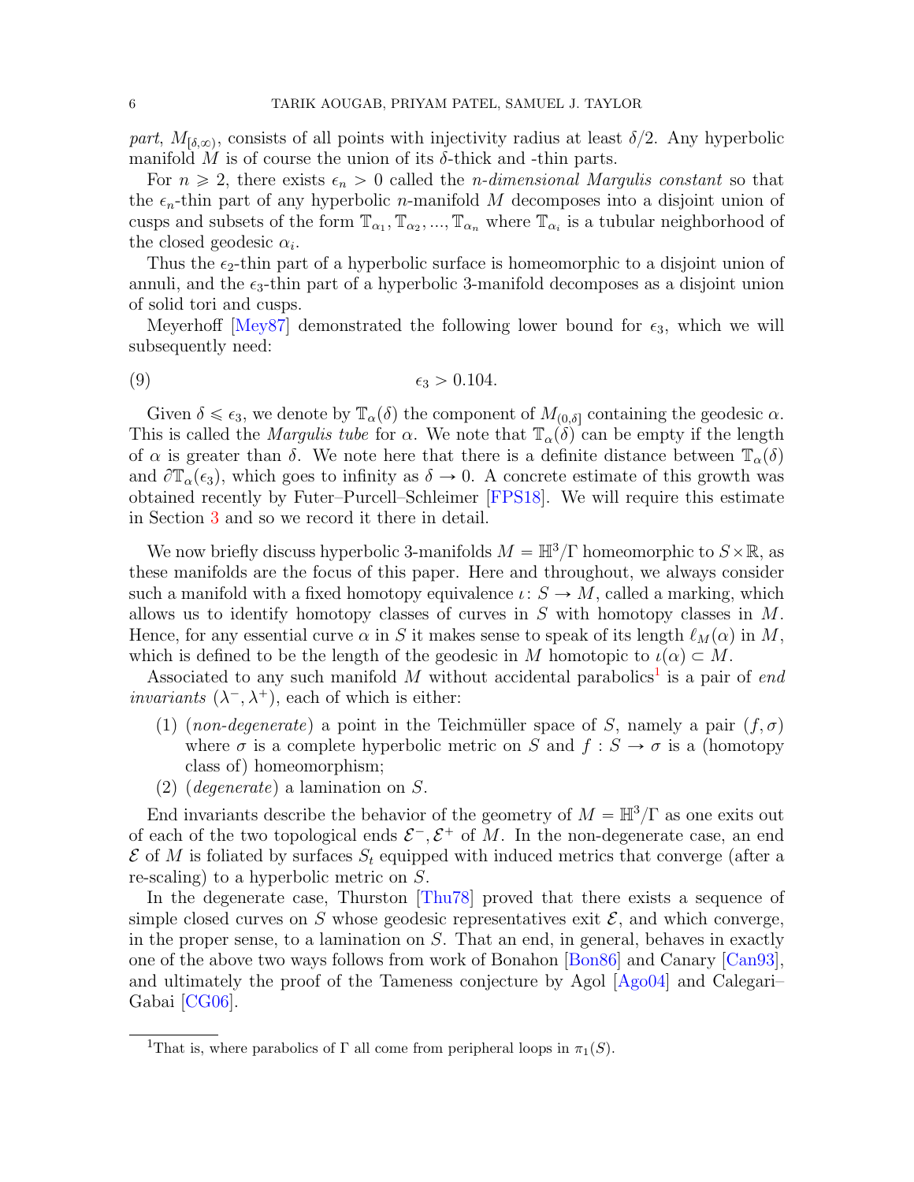*part*, $M_{[\delta,\infty)}$, consists of all points with injectivity radius at least $\delta/2$. Any hyperbolic manifold $M$ is of course the union of its $\delta$-thick and -thin parts.

For $n \geqslant 2$, there exists $\epsilon_n > 0$ called the *n-dimensional Margulis constant* so that the $\epsilon_n$-thin part of any hyperbolic $n$-manifold $M$ decomposes into a disjoint union of cusps and subsets of the form $\mathbb{T}_{\alpha_1}, \mathbb{T}_{\alpha_2}, ..., \mathbb{T}_{\alpha_n}$ where $\mathbb{T}_{\alpha_i}$ is a tubular neighborhood of the closed geodesic $\alpha_i$.

Thus the $\epsilon_2$-thin part of a hyperbolic surface is homeomorphic to a disjoint union of annuli, and the $\epsilon_3$-thin part of a hyperbolic 3-manifold decomposes as a disjoint union of solid tori and cusps.

Meyerhoff [Mey87] demonstrated the following lower bound for $\epsilon_3$, which we will subsequently need:

$$\epsilon_3 > 0.104. \tag{9}$$

Given $\delta \leqslant \epsilon_3$, we denote by $\mathbb{T}_\alpha(\delta)$ the component of $M_{(0,\delta]}$ containing the geodesic $\alpha$. This is called the *Margulis tube* for $\alpha$. We note that $\mathbb{T}_\alpha(\delta)$ can be empty if the length of $\alpha$ is greater than $\delta$. We note here that there is a definite distance between $\mathbb{T}_\alpha(\delta)$ and $\partial\mathbb{T}_\alpha(\epsilon_3)$, which goes to infinity as $\delta \to 0$. A concrete estimate of this growth was obtained recently by Futer–Purcell–Schleimer [FPS18]. We will require this estimate in Section 3 and so we record it there in detail.

We now briefly discuss hyperbolic 3-manifolds $M = \mathbb{H}^3/\Gamma$ homeomorphic to $S \times \mathbb{R}$, as these manifolds are the focus of this paper. Here and throughout, we always consider such a manifold with a fixed homotopy equivalence $\iota \colon S \to M$, called a marking, which allows us to identify homotopy classes of curves in $S$ with homotopy classes in $M$. Hence, for any essential curve $\alpha$ in $S$ it makes sense to speak of its length $\ell_M(\alpha)$ in $M$, which is defined to be the length of the geodesic in $M$ homotopic to $\iota(\alpha) \subset M$.

Associated to any such manifold $M$ without accidental parabolics[1] is a pair of *end invariants* $(\lambda^-, \lambda^+)$, each of which is either:

1. (*non-degenerate*) a point in the Teichmüller space of $S$, namely a pair $(f, \sigma)$ where $\sigma$ is a complete hyperbolic metric on $S$ and $f : S \to \sigma$ is a (homotopy class of) homeomorphism;
2. (*degenerate*) a lamination on $S$.

End invariants describe the behavior of the geometry of $M = \mathbb{H}^3/\Gamma$ as one exits out of each of the two topological ends $\mathcal{E}^-, \mathcal{E}^+$ of $M$. In the non-degenerate case, an end $\mathcal{E}$ of $M$ is foliated by surfaces $S_t$ equipped with induced metrics that converge (after a re-scaling) to a hyperbolic metric on $S$.

In the degenerate case, Thurston [Thu78] proved that there exists a sequence of simple closed curves on $S$ whose geodesic representatives exit $\mathcal{E}$, and which converge, in the proper sense, to a lamination on $S$. That an end, in general, behaves in exactly one of the above two ways follows from work of Bonahon [Bon86] and Canary [Can93], and ultimately the proof of the Tameness conjecture by Agol [Ago04] and Calegari–Gabai [CG06].

[1] That is, where parabolics of $\Gamma$ all come from peripheral loops in $\pi_1(S)$.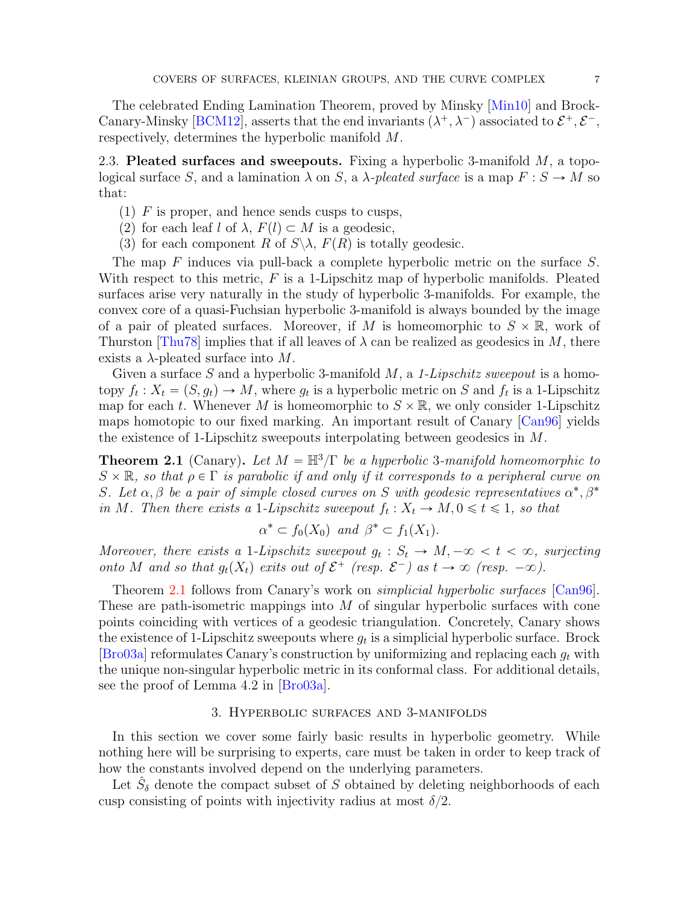The celebrated Ending Lamination Theorem, proved by Minsky [Min10] and Brock-Canary-Minsky [BCM12], asserts that the end invariants $(\lambda^+, \lambda^-)$ associated to $\mathcal{E}^+, \mathcal{E}^-$, respectively, determines the hyperbolic manifold $M$.

2.3. **Pleated surfaces and sweepouts.** Fixing a hyperbolic 3-manifold $M$, a topological surface $S$, and a lamination $\lambda$ on $S$, a $\lambda$*-pleated surface* is a map $F : S \to M$ so that:

1. $F$ is proper, and hence sends cusps to cusps,
2. for each leaf $l$ of $\lambda$, $F(l) \subset M$ is a geodesic,
3. for each component $R$ of $S \backslash \lambda$, $F(R)$ is totally geodesic.

The map $F$ induces via pull-back a complete hyperbolic metric on the surface $S$. With respect to this metric, $F$ is a 1-Lipschitz map of hyperbolic manifolds. Pleated surfaces arise very naturally in the study of hyperbolic 3-manifolds. For example, the convex core of a quasi-Fuchsian hyperbolic 3-manifold is always bounded by the image of a pair of pleated surfaces. Moreover, if $M$ is homeomorphic to $S \times \mathbb{R}$, work of Thurston [Thu78] implies that if all leaves of $\lambda$ can be realized as geodesics in $M$, there exists a $\lambda$-pleated surface into $M$.

Given a surface $S$ and a hyperbolic 3-manifold $M$, a *1-Lipschitz sweepout* is a homotopy $f_t : X_t = (S, g_t) \to M$, where $g_t$ is a hyperbolic metric on $S$ and $f_t$ is a 1-Lipschitz map for each $t$. Whenever $M$ is homeomorphic to $S \times \mathbb{R}$, we only consider 1-Lipschitz maps homotopic to our fixed marking. An important result of Canary [Can96] yields the existence of 1-Lipschitz sweepouts interpolating between geodesics in $M$.

**Theorem 2.1** (Canary)**.** *Let $M = \mathbb{H}^3/\Gamma$ be a hyperbolic 3-manifold homeomorphic to $S \times \mathbb{R}$, so that $\rho \in \Gamma$ is parabolic if and only if it corresponds to a peripheral curve on $S$. Let $\alpha, \beta$ be a pair of simple closed curves on $S$ with geodesic representatives $\alpha^*, \beta^*$ in $M$. Then there exists a 1-Lipschitz sweepout $f_t : X_t \to M, 0 \leqslant t \leqslant 1$, so that*

$$\alpha^* \subset f_0(X_0) \text{ and } \beta^* \subset f_1(X_1).$$

*Moreover, there exists a 1-Lipschitz sweepout $g_t : S_t \to M, -\infty < t < \infty$, surjecting onto $M$ and so that $g_t(X_t)$ exits out of $\mathcal{E}^+$ (resp. $\mathcal{E}^-$) as $t \to \infty$ (resp. $-\infty$).*

Theorem 2.1 follows from Canary's work on *simplicial hyperbolic surfaces* [Can96]. These are path-isometric mappings into $M$ of singular hyperbolic surfaces with cone points coinciding with vertices of a geodesic triangulation. Concretely, Canary shows the existence of 1-Lipschitz sweepouts where $g_t$ is a simplicial hyperbolic surface. Brock [Bro03a] reformulates Canary's construction by uniformizing and replacing each $g_t$ with the unique non-singular hyperbolic metric in its conformal class. For additional details, see the proof of Lemma 4.2 in [Bro03a].

## 3. Hyperbolic surfaces and 3-manifolds

In this section we cover some fairly basic results in hyperbolic geometry. While nothing here will be surprising to experts, care must be taken in order to keep track of how the constants involved depend on the underlying parameters.

Let $\hat{S}_\delta$ denote the compact subset of $S$ obtained by deleting neighborhoods of each cusp consisting of points with injectivity radius at most $\delta/2$.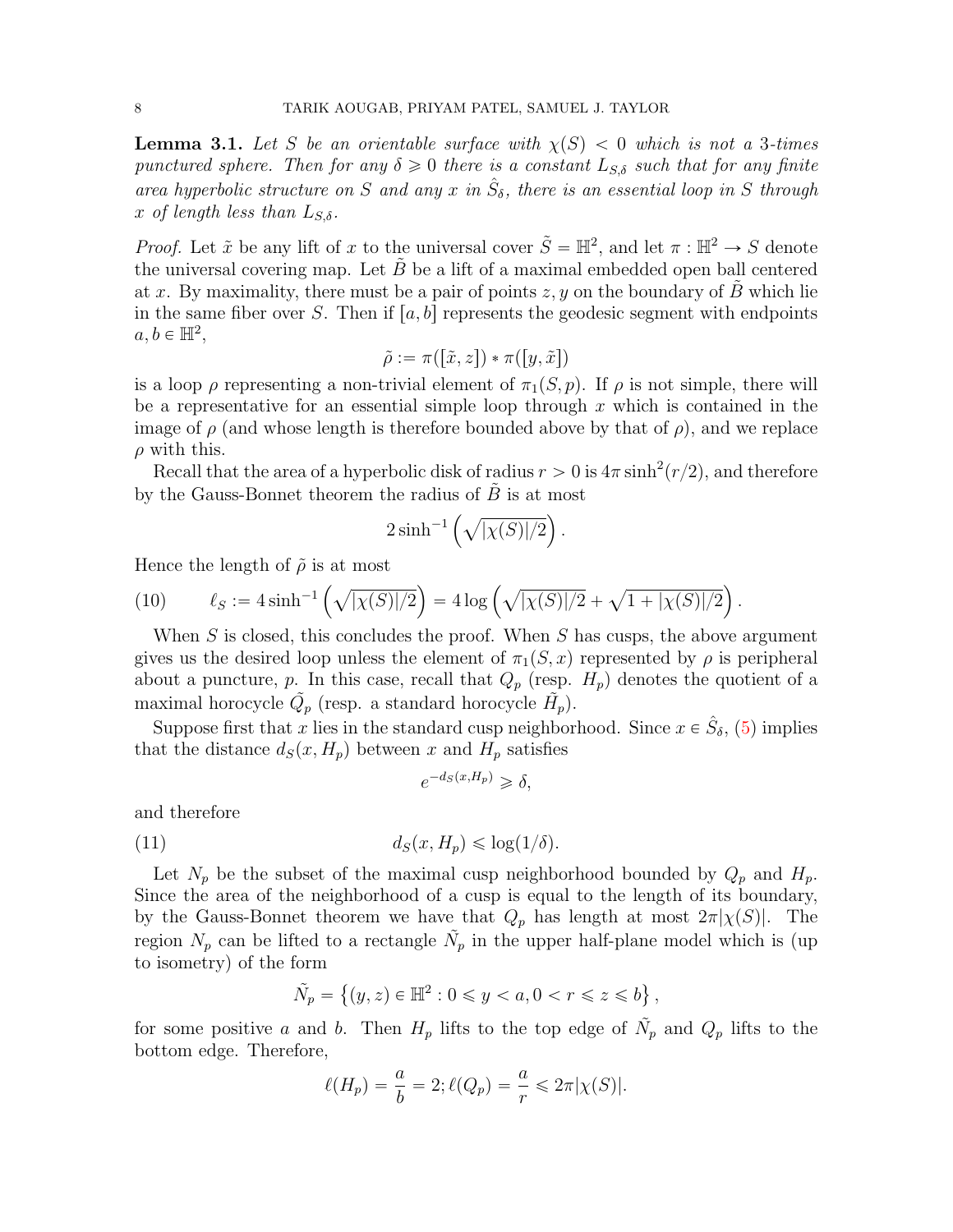**Lemma 3.1.** *Let $S$ be an orientable surface with $\chi(S) < 0$ which is not a 3-times punctured sphere. Then for any $\delta \geqslant 0$ there is a constant $L_{S,\delta}$ such that for any finite area hyperbolic structure on $S$ and any $x$ in $\hat{S}_\delta$, there is an essential loop in $S$ through $x$ of length less than $L_{S,\delta}$.*

*Proof.* Let $\tilde{x}$ be any lift of $x$ to the universal cover $\tilde{S} = \mathbb{H}^2$, and let $\pi : \mathbb{H}^2 \to S$ denote the universal covering map. Let $\tilde{B}$ be a lift of a maximal embedded open ball centered at $x$. By maximality, there must be a pair of points $z, y$ on the boundary of $\tilde{B}$ which lie in the same fiber over $S$. Then if $[a, b]$ represents the geodesic segment with endpoints $a, b \in \mathbb{H}^2$,

$$\tilde{\rho} := \pi([\tilde{x}, z]) * \pi([y, \tilde{x}])$$

is a loop $\rho$ representing a non-trivial element of $\pi_1(S, p)$. If $\rho$ is not simple, there will be a representative for an essential simple loop through $x$ which is contained in the image of $\rho$ (and whose length is therefore bounded above by that of $\rho$), and we replace $\rho$ with this.

Recall that the area of a hyperbolic disk of radius $r > 0$ is $4\pi \sinh^2(r/2)$, and therefore by the Gauss-Bonnet theorem the radius of $\tilde{B}$ is at most

$$2 \sinh^{-1}\left(\sqrt{|\chi(S)|/2}\right).$$

Hence the length of $\tilde{\rho}$ is at most

$$\ell_S := 4 \sinh^{-1}\left(\sqrt{|\chi(S)|/2}\right) = 4 \log\left(\sqrt{|\chi(S)|/2} + \sqrt{1 + |\chi(S)|/2}\right). \tag{10}$$

When $S$ is closed, this concludes the proof. When $S$ has cusps, the above argument gives us the desired loop unless the element of $\pi_1(S, x)$ represented by $\rho$ is peripheral about a puncture, $p$. In this case, recall that $Q_p$ (resp. $H_p$) denotes the quotient of a maximal horocycle $\tilde{Q}_p$ (resp. a standard horocycle $\tilde{H}_p$).

Suppose first that $x$ lies in the standard cusp neighborhood. Since $x \in \hat{S}_\delta$, (5) implies that the distance $d_S(x, H_p)$ between $x$ and $H_p$ satisfies

$$e^{-d_S(x, H_p)} \geqslant \delta,$$

and therefore

$$d_S(x, H_p) \leqslant \log(1/\delta). \tag{11}$$

Let $N_p$ be the subset of the maximal cusp neighborhood bounded by $Q_p$ and $H_p$. Since the area of the neighborhood of a cusp is equal to the length of its boundary, by the Gauss-Bonnet theorem we have that $Q_p$ has length at most $2\pi|\chi(S)|$. The region $N_p$ can be lifted to a rectangle $\tilde{N}_p$ in the upper half-plane model which is (up to isometry) of the form

$$\tilde{N}_p = \left\{(y, z) \in \mathbb{H}^2 : 0 \leqslant y < a, 0 < r \leqslant z \leqslant b\right\},$$

for some positive $a$ and $b$. Then $H_p$ lifts to the top edge of $\tilde{N}_p$ and $Q_p$ lifts to the bottom edge. Therefore,

$$\ell(H_p) = \frac{a}{b} = 2; \ell(Q_p) = \frac{a}{r} \leqslant 2\pi|\chi(S)|.$$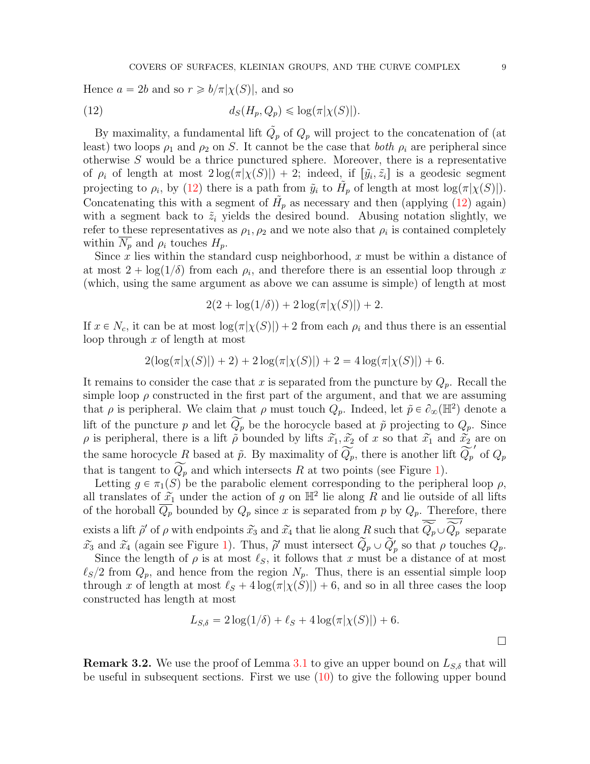Hence $a = 2b$ and so $r \geqslant b/\pi|\chi(S)|$, and so

$$d_S(H_p, Q_p) \leqslant \log(\pi|\chi(S)|). \tag{12}$$

By maximality, a fundamental lift $\tilde{Q}_p$ of $Q_p$ will project to the concatenation of (at least) two loops $\rho_1$ and $\rho_2$ on $S$. It cannot be the case that *both* $\rho_i$ are peripheral since otherwise $S$ would be a thrice punctured sphere. Moreover, there is a representative of $\rho_i$ of length at most $2\log(\pi|\chi(S)|) + 2$; indeed, if $[\tilde{y}_i, \tilde{z}_i]$ is a geodesic segment projecting to $\rho_i$, by (12) there is a path from $\tilde{y}_i$ to $\tilde{H}_p$ of length at most $\log(\pi|\chi(S)|)$. Concatenating this with a segment of $\tilde{H}_p$ as necessary and then (applying (12) again) with a segment back to $\tilde{z}_i$ yields the desired bound. Abusing notation slightly, we refer to these representatives as $\rho_1, \rho_2$ and we note also that $\rho_i$ is contained completely within $\overline{N_p}$ and $\rho_i$ touches $H_p$.

Since $x$ lies within the standard cusp neighborhood, $x$ must be within a distance of at most $2 + \log(1/\delta)$ from each $\rho_i$, and therefore there is an essential loop through $x$ (which, using the same argument as above we can assume is simple) of length at most

$$2(2 + \log(1/\delta)) + 2\log(\pi|\chi(S)|) + 2.$$

If $x \in N_c$, it can be at most $\log(\pi|\chi(S)|) + 2$ from each $\rho_i$ and thus there is an essential loop through $x$ of length at most

$$2(\log(\pi|\chi(S)|) + 2) + 2\log(\pi|\chi(S)|) + 2 = 4\log(\pi|\chi(S)|) + 6.$$

It remains to consider the case that $x$ is separated from the puncture by $Q_p$. Recall the simple loop $\rho$ constructed in the first part of the argument, and that we are assuming that $\rho$ is peripheral. We claim that $\rho$ must touch $Q_p$. Indeed, let $\tilde{p} \in \partial_\infty(\mathbb{H}^2)$ denote a lift of the puncture $p$ and let $\widetilde{Q_p}$ be the horocycle based at $\tilde{p}$ projecting to $Q_p$. Since $\rho$ is peripheral, there is a lift $\tilde{\rho}$ bounded by lifts $\widetilde{x}_1, \widetilde{x}_2$ of $x$ so that $\widetilde{x}_1$ and $\widetilde{x}_2$ are on the same horocycle $R$ based at $\tilde{p}$. By maximality of $\widetilde{Q_p}$, there is another lift $\widetilde{Q_p}'$ of $Q_p$ that is tangent to $\widetilde{Q_p}$ and which intersects $R$ at two points (see Figure 1).

Letting $g \in \pi_1(S)$ be the parabolic element corresponding to the peripheral loop $\rho$, all translates of $\widetilde{x}_1$ under the action of $g$ on $\mathbb{H}^2$ lie along $R$ and lie outside of all lifts of the horoball $\overline{Q_p}$ bounded by $Q_p$ since $x$ is separated from $p$ by $Q_p$. Therefore, there exists a lift $\tilde{\rho}'$ of $\rho$ with endpoints $\widetilde{x}_3$ and $\widetilde{x}_4$ that lie along $R$ such that $\widetilde{\overline{Q_p}} \cup \widetilde{\overline{Q_p}}'$ separate $\widetilde{x}_3$ and $\widetilde{x}_4$ (again see Figure 1). Thus, $\tilde{\rho}'$ must intersect $\widetilde{Q}_p \cup \widetilde{Q}_p'$ so that $\rho$ touches $Q_p$.

Since the length of $\rho$ is at most $\ell_S$, it follows that $x$ must be a distance of at most $\ell_S/2$ from $Q_p$, and hence from the region $N_p$. Thus, there is an essential simple loop through $x$ of length at most $\ell_S + 4\log(\pi|\chi(S)|) + 6$, and so in all three cases the loop constructed has length at most

$$L_{S,\delta} = 2\log(1/\delta) + \ell_S + 4\log(\pi|\chi(S)|) + 6.$$

$\square$

**Remark 3.2.** We use the proof of Lemma 3.1 to give an upper bound on $L_{S,\delta}$ that will be useful in subsequent sections. First we use (10) to give the following upper bound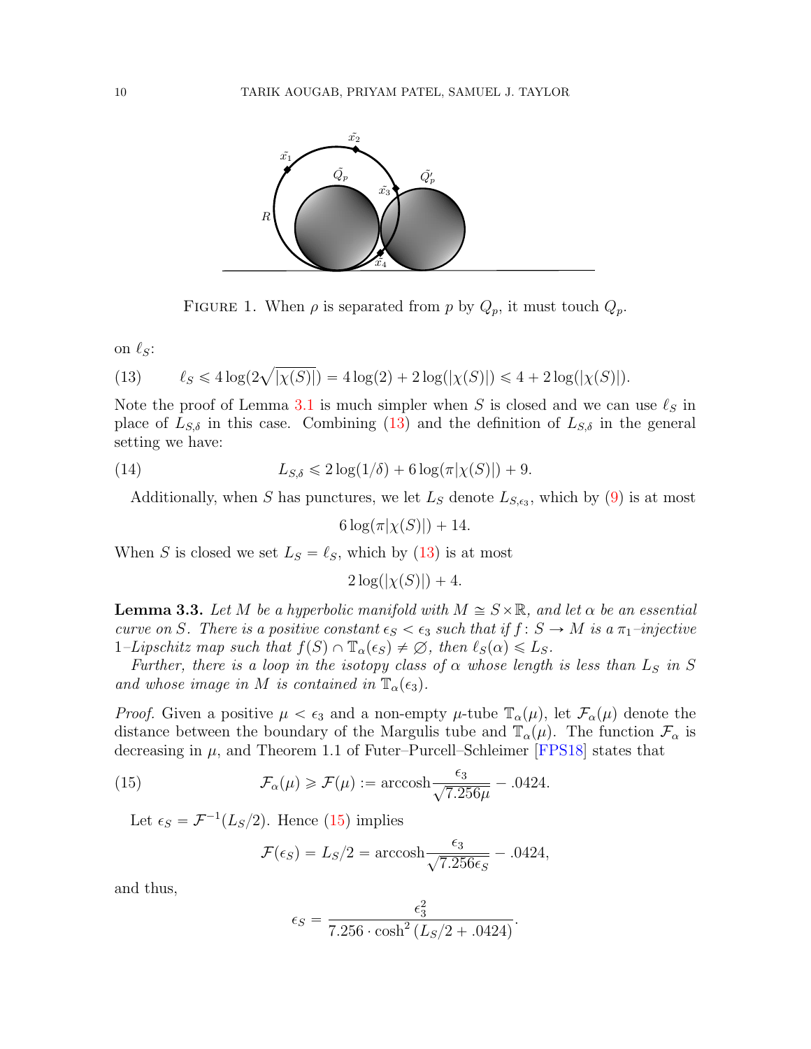FIGURE 1. When $\rho$ is separated from $p$ by $Q_p$, it must touch $Q_p$.

on $\ell_S$:

$$\ell_S \leqslant 4\log(2\sqrt{|\chi(S)|}) = 4\log(2) + 2\log(|\chi(S)|) \leqslant 4 + 2\log(|\chi(S)|). \tag{13}$$

Note the proof of Lemma 3.1 is much simpler when $S$ is closed and we can use $\ell_S$ in place of $L_{S,\delta}$ in this case. Combining (13) and the definition of $L_{S,\delta}$ in the general setting we have:

$$L_{S,\delta} \leqslant 2\log(1/\delta) + 6\log(\pi|\chi(S)|) + 9. \tag{14}$$

Additionally, when $S$ has punctures, we let $L_S$ denote $L_{S,\epsilon_3}$, which by (9) is at most

$$6\log(\pi|\chi(S)|) + 14.$$

When $S$ is closed we set $L_S = \ell_S$, which by (13) is at most

$$2\log(|\chi(S)|) + 4.$$

**Lemma 3.3.** *Let $M$ be a hyperbolic manifold with $M \cong S \times \mathbb{R}$, and let $\alpha$ be an essential curve on $S$. There is a positive constant $\epsilon_S < \epsilon_3$ such that if $f\colon S \to M$ is a $\pi_1$–injective 1–Lipschitz map such that $f(S) \cap \mathbb{T}_\alpha(\epsilon_S) \neq \emptyset$, then $\ell_S(\alpha) \leqslant L_S$.*

*Further, there is a loop in the isotopy class of $\alpha$ whose length is less than $L_S$ in $S$ and whose image in $M$ is contained in $\mathbb{T}_\alpha(\epsilon_3)$.*

*Proof.* Given a positive $\mu < \epsilon_3$ and a non-empty $\mu$-tube $\mathbb{T}_\alpha(\mu)$, let $\mathcal{F}_\alpha(\mu)$ denote the distance between the boundary of the Margulis tube and $\mathbb{T}_\alpha(\mu)$. The function $\mathcal{F}_\alpha$ is decreasing in $\mu$, and Theorem 1.1 of Futer–Purcell–Schleimer [FPS18] states that

$$\mathcal{F}_\alpha(\mu) \geqslant \mathcal{F}(\mu) := \operatorname{arccosh}\frac{\epsilon_3}{\sqrt{7.256\mu}} - .0424. \tag{15}$$

Let $\epsilon_S = \mathcal{F}^{-1}(L_S/2)$. Hence (15) implies

$$\mathcal{F}(\epsilon_S) = L_S/2 = \operatorname{arccosh}\frac{\epsilon_3}{\sqrt{7.256\epsilon_S}} - .0424,$$

and thus,

$$\epsilon_S = \frac{\epsilon_3^2}{7.256 \cdot \cosh^2(L_S/2 + .0424)}.$$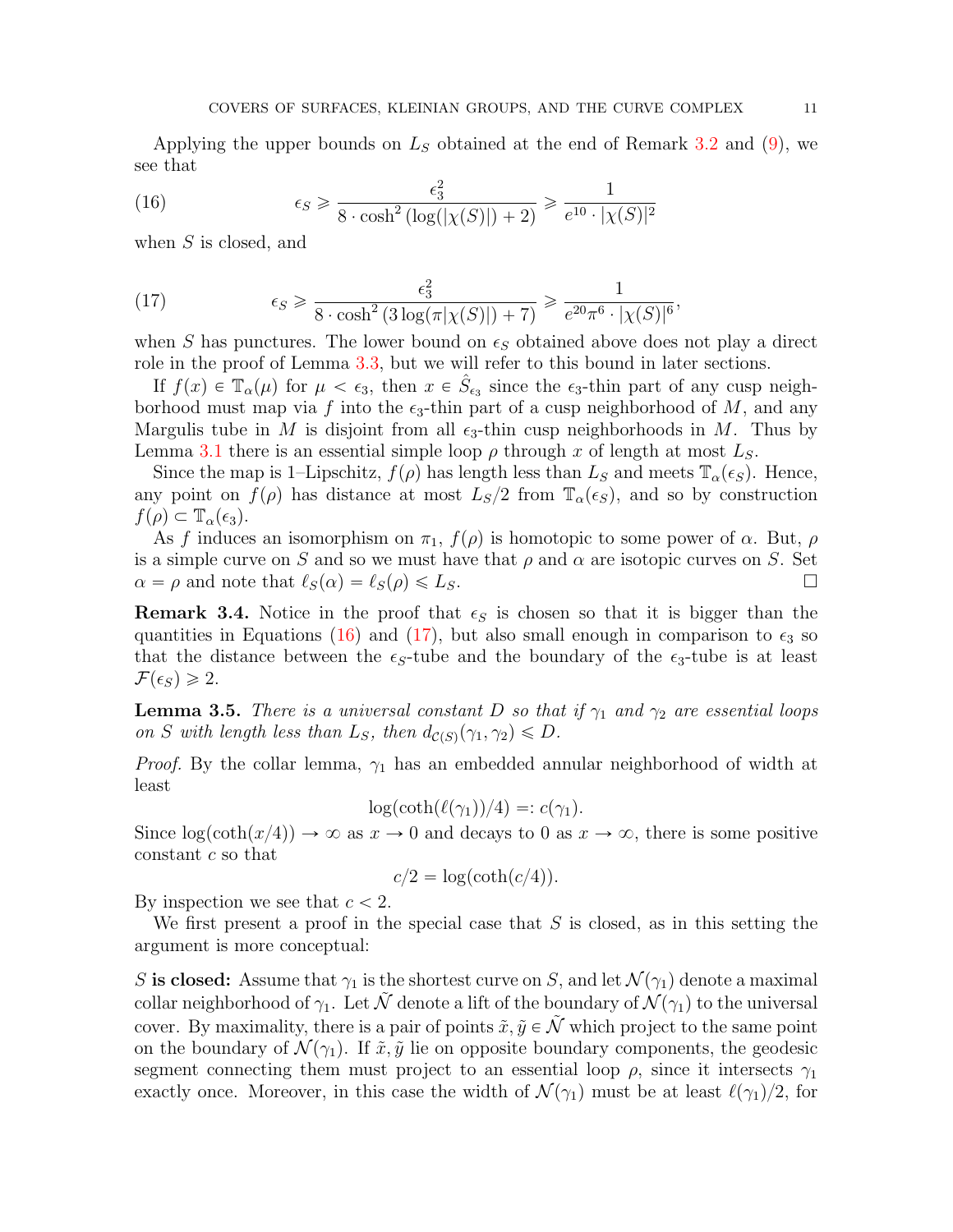Applying the upper bounds on $L_S$ obtained at the end of Remark 3.2 and (9), we see that

$$\epsilon_S \geqslant \frac{\epsilon_3^2}{8 \cdot \cosh^2(\log(|\chi(S)|) + 2)} \geqslant \frac{1}{e^{10} \cdot |\chi(S)|^2} \tag{16}$$

when $S$ is closed, and

$$\epsilon_S \geqslant \frac{\epsilon_3^2}{8 \cdot \cosh^2(3\log(\pi|\chi(S)|) + 7)} \geqslant \frac{1}{e^{20}\pi^6 \cdot |\chi(S)|^6}, \tag{17}$$

when $S$ has punctures. The lower bound on $\epsilon_S$ obtained above does not play a direct role in the proof of Lemma 3.3, but we will refer to this bound in later sections.

If $f(x) \in \mathbb{T}_\alpha(\mu)$ for $\mu < \epsilon_3$, then $x \in \hat{S}_{\epsilon_3}$ since the $\epsilon_3$-thin part of any cusp neighborhood must map via $f$ into the $\epsilon_3$-thin part of a cusp neighborhood of $M$, and any Margulis tube in $M$ is disjoint from all $\epsilon_3$-thin cusp neighborhoods in $M$. Thus by Lemma 3.1 there is an essential simple loop $\rho$ through $x$ of length at most $L_S$.

Since the map is 1–Lipschitz, $f(\rho)$ has length less than $L_S$ and meets $\mathbb{T}_\alpha(\epsilon_S)$. Hence, any point on $f(\rho)$ has distance at most $L_S/2$ from $\mathbb{T}_\alpha(\epsilon_S)$, and so by construction $f(\rho) \subset \mathbb{T}_\alpha(\epsilon_3)$.

As $f$ induces an isomorphism on $\pi_1$, $f(\rho)$ is homotopic to some power of $\alpha$. But, $\rho$ is a simple curve on $S$ and so we must have that $\rho$ and $\alpha$ are isotopic curves on $S$. Set $\alpha = \rho$ and note that $\ell_S(\alpha) = \ell_S(\rho) \leqslant L_S$. ∎

**Remark 3.4.** Notice in the proof that $\epsilon_S$ is chosen so that it is bigger than the quantities in Equations (16) and (17), but also small enough in comparison to $\epsilon_3$ so that the distance between the $\epsilon_S$-tube and the boundary of the $\epsilon_3$-tube is at least $\mathcal{F}(\epsilon_S) \geqslant 2$.

**Lemma 3.5.** *There is a universal constant $D$ so that if $\gamma_1$ and $\gamma_2$ are essential loops on $S$ with length less than $L_S$, then $d_{\mathcal{C}(S)}(\gamma_1, \gamma_2) \leqslant D$.*

*Proof.* By the collar lemma, $\gamma_1$ has an embedded annular neighborhood of width at least

$$\log(\coth(\ell(\gamma_1))/4) =: c(\gamma_1).$$

Since $\log(\coth(x/4)) \to \infty$ as $x \to 0$ and decays to 0 as $x \to \infty$, there is some positive constant $c$ so that

$$c/2 = \log(\coth(c/4)).$$

By inspection we see that $c < 2$.

We first present a proof in the special case that $S$ is closed, as in this setting the argument is more conceptual:

$S$ **is closed:** Assume that $\gamma_1$ is the shortest curve on $S$, and let $\mathcal{N}(\gamma_1)$ denote a maximal collar neighborhood of $\gamma_1$. Let $\tilde{\mathcal{N}}$ denote a lift of the boundary of $\mathcal{N}(\gamma_1)$ to the universal cover. By maximality, there is a pair of points $\tilde{x}, \tilde{y} \in \tilde{\mathcal{N}}$ which project to the same point on the boundary of $\mathcal{N}(\gamma_1)$. If $\tilde{x}, \tilde{y}$ lie on opposite boundary components, the geodesic segment connecting them must project to an essential loop $\rho$, since it intersects $\gamma_1$ exactly once. Moreover, in this case the width of $\mathcal{N}(\gamma_1)$ must be at least $\ell(\gamma_1)/2$, for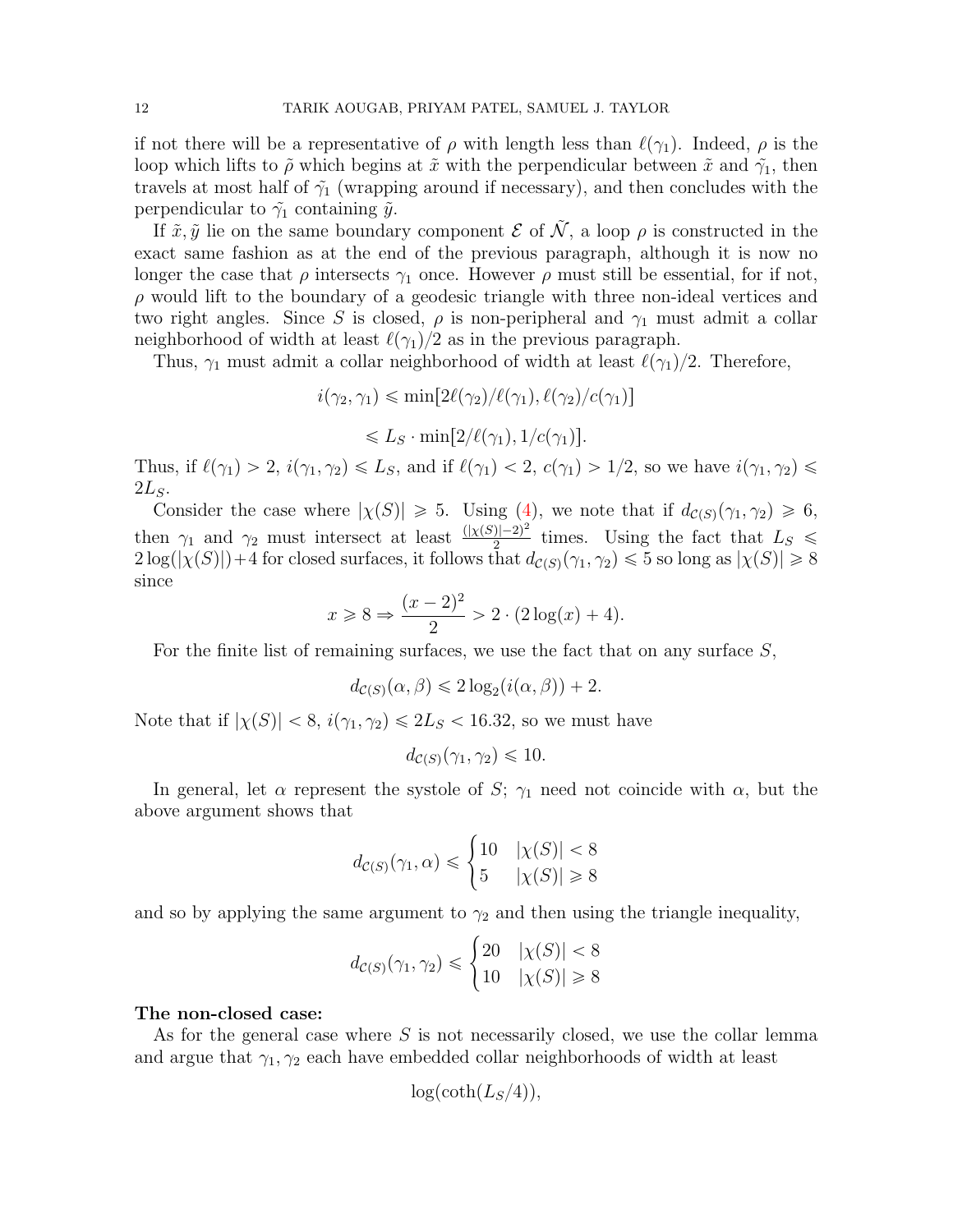if not there will be a representative of $\rho$ with length less than $\ell(\gamma_1)$. Indeed, $\rho$ is the loop which lifts to $\tilde{\rho}$ which begins at $\tilde{x}$ with the perpendicular between $\tilde{x}$ and $\tilde{\gamma_1}$, then travels at most half of $\tilde{\gamma_1}$ (wrapping around if necessary), and then concludes with the perpendicular to $\tilde{\gamma_1}$ containing $\tilde{y}$.

If $\tilde{x}, \tilde{y}$ lie on the same boundary component $\mathcal{E}$ of $\tilde{\mathcal{N}}$, a loop $\rho$ is constructed in the exact same fashion as at the end of the previous paragraph, although it is now no longer the case that $\rho$ intersects $\gamma_1$ once. However $\rho$ must still be essential, for if not, $\rho$ would lift to the boundary of a geodesic triangle with three non-ideal vertices and two right angles. Since $S$ is closed, $\rho$ is non-peripheral and $\gamma_1$ must admit a collar neighborhood of width at least $\ell(\gamma_1)/2$ as in the previous paragraph.

Thus, $\gamma_1$ must admit a collar neighborhood of width at least $\ell(\gamma_1)/2$. Therefore,

$$i(\gamma_2, \gamma_1) \leqslant \min[2\ell(\gamma_2)/\ell(\gamma_1), \ell(\gamma_2)/c(\gamma_1)]$$

$$\leqslant L_S \cdot \min[2/\ell(\gamma_1), 1/c(\gamma_1)].$$

Thus, if $\ell(\gamma_1) > 2$, $i(\gamma_1, \gamma_2) \leqslant L_S$, and if $\ell(\gamma_1) < 2$, $c(\gamma_1) > 1/2$, so we have $i(\gamma_1, \gamma_2) \leqslant 2L_S$.

Consider the case where $|\chi(S)| \geqslant 5$. Using (4), we note that if $d_{\mathcal{C}(S)}(\gamma_1, \gamma_2) \geqslant 6$, then $\gamma_1$ and $\gamma_2$ must intersect at least $\frac{(|\chi(S)|-2)^2}{2}$ times. Using the fact that $L_S \leqslant 2\log(|\chi(S)|)+4$ for closed surfaces, it follows that $d_{\mathcal{C}(S)}(\gamma_1, \gamma_2) \leqslant 5$ so long as $|\chi(S)| \geqslant 8$ since

$$x \geqslant 8 \Rightarrow \frac{(x-2)^2}{2} > 2 \cdot (2\log(x) + 4).$$

For the finite list of remaining surfaces, we use the fact that on any surface $S$,

$$d_{\mathcal{C}(S)}(\alpha, \beta) \leqslant 2\log_2(i(\alpha, \beta)) + 2.$$

Note that if $|\chi(S)| < 8$, $i(\gamma_1, \gamma_2) \leqslant 2L_S < 16.32$, so we must have

$$d_{\mathcal{C}(S)}(\gamma_1, \gamma_2) \leqslant 10.$$

In general, let $\alpha$ represent the systole of $S$; $\gamma_1$ need not coincide with $\alpha$, but the above argument shows that

$$d_{\mathcal{C}(S)}(\gamma_1, \alpha) \leqslant \begin{cases} 10 & |\chi(S)| < 8 \\ 5 & |\chi(S)| \geqslant 8 \end{cases}$$

and so by applying the same argument to $\gamma_2$ and then using the triangle inequality,

$$d_{\mathcal{C}(S)}(\gamma_1, \gamma_2) \leqslant \begin{cases} 20 & |\chi(S)| < 8 \\ 10 & |\chi(S)| \geqslant 8 \end{cases}$$

**The non-closed case:**

As for the general case where $S$ is not necessarily closed, we use the collar lemma and argue that $\gamma_1, \gamma_2$ each have embedded collar neighborhoods of width at least

$$\log(\coth(L_S/4)),$$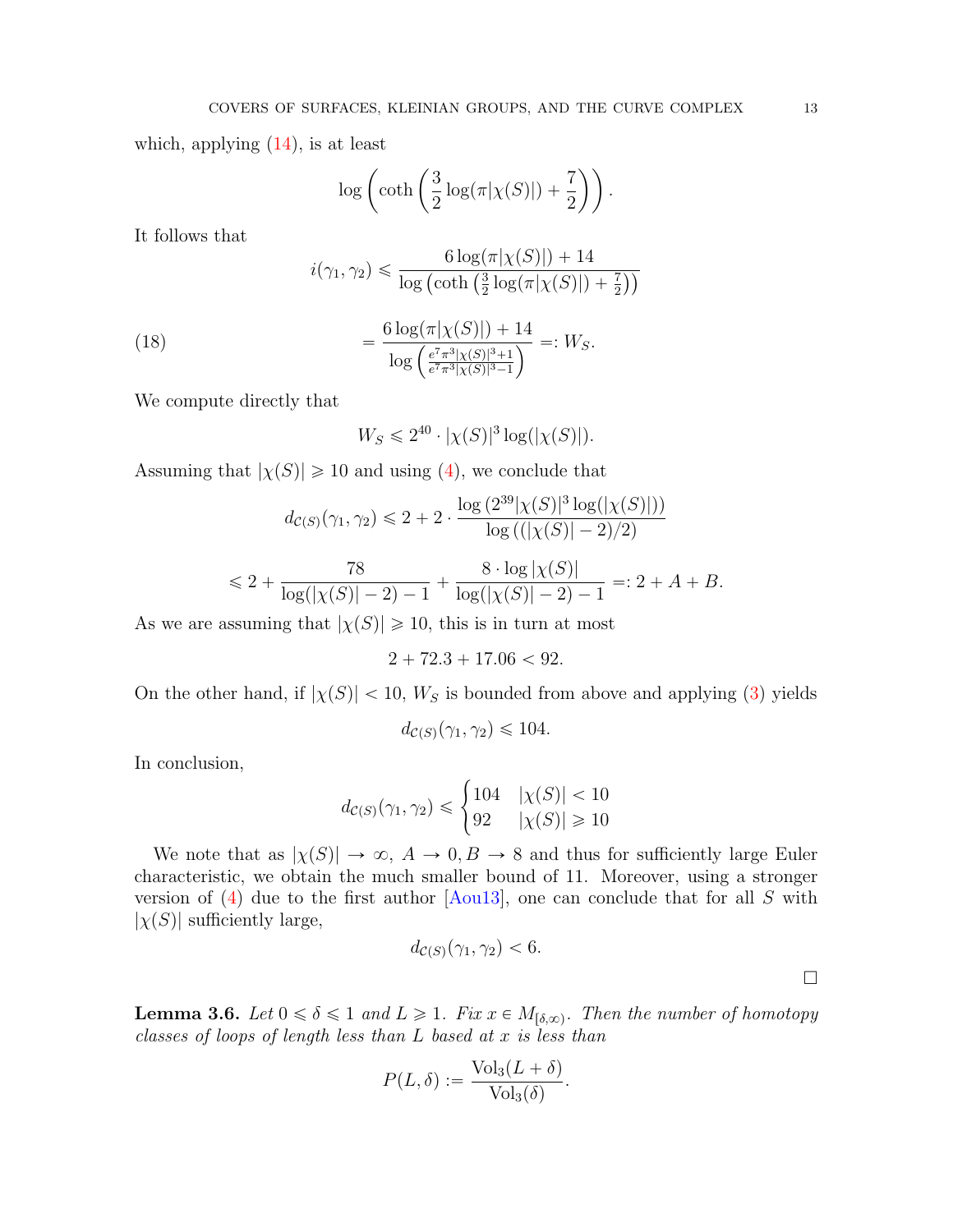which, applying (14), is at least

$$\log\left(\coth\left(\frac{3}{2}\log(\pi|\chi(S)|)+\frac{7}{2}\right)\right).$$

It follows that

$$i(\gamma_1,\gamma_2) \leqslant \frac{6\log(\pi|\chi(S)|)+14}{\log\left(\coth\left(\frac{3}{2}\log(\pi|\chi(S)|)+\frac{7}{2}\right)\right)}$$

$$= \frac{6\log(\pi|\chi(S)|)+14}{\log\left(\frac{e^7\pi^3|\chi(S)|^3+1}{e^7\pi^3|\chi(S)|^3-1}\right)} =: W_S. \tag{18}$$

We compute directly that

$$W_S \leqslant 2^{40}\cdot|\chi(S)|^3\log(|\chi(S)|).$$

Assuming that $|\chi(S)| \geqslant 10$ and using (4), we conclude that

$$d_{\mathcal{C}(S)}(\gamma_1,\gamma_2) \leqslant 2 + 2\cdot\frac{\log\left(2^{39}|\chi(S)|^3\log(|\chi(S)|)\right)}{\log\left((|\chi(S)|-2)/2\right)}$$

$$\leqslant 2 + \frac{78}{\log(|\chi(S)|-2)-1} + \frac{8\cdot\log|\chi(S)|}{\log(|\chi(S)|-2)-1} =: 2 + A + B.$$

As we are assuming that $|\chi(S)| \geqslant 10$, this is in turn at most

$$2 + 72.3 + 17.06 < 92.$$

On the other hand, if $|\chi(S)| < 10$, $W_S$ is bounded from above and applying (3) yields

$$d_{\mathcal{C}(S)}(\gamma_1,\gamma_2) \leqslant 104.$$

In conclusion,

$$d_{\mathcal{C}(S)}(\gamma_1,\gamma_2) \leqslant \begin{cases} 104 & |\chi(S)| < 10 \\ 92 & |\chi(S)| \geqslant 10 \end{cases}$$

We note that as $|\chi(S)| \to \infty$, $A \to 0, B \to 8$ and thus for sufficiently large Euler characteristic, we obtain the much smaller bound of 11. Moreover, using a stronger version of (4) due to the first author [Aou13], one can conclude that for all $S$ with $|\chi(S)|$ sufficiently large,

$$d_{\mathcal{C}(S)}(\gamma_1,\gamma_2) < 6.$$

□

**Lemma 3.6.** *Let $0 \leqslant \delta \leqslant 1$ and $L \geqslant 1$. Fix $x \in M_{[\delta,\infty)}$. Then the number of homotopy classes of loops of length less than $L$ based at $x$ is less than*

$$P(L,\delta) := \frac{\mathrm{Vol}_3(L+\delta)}{\mathrm{Vol}_3(\delta)}.$$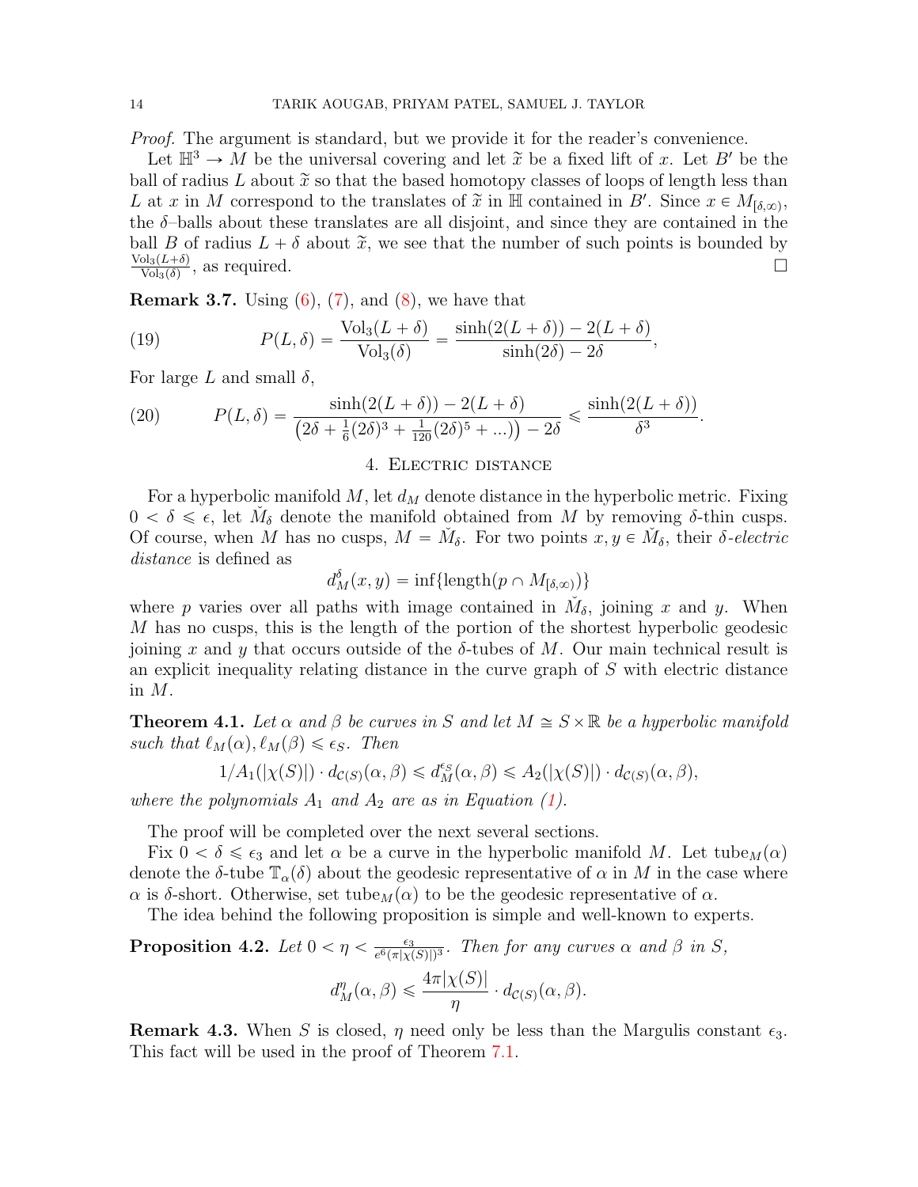*Proof.* The argument is standard, but we provide it for the reader's convenience.

Let $\mathbb{H}^3 \to M$ be the universal covering and let $\widetilde{x}$ be a fixed lift of $x$. Let $B'$ be the ball of radius $L$ about $\widetilde{x}$ so that the based homotopy classes of loops of length less than $L$ at $x$ in $M$ correspond to the translates of $\widetilde{x}$ in $\mathbb{H}$ contained in $B'$. Since $x \in M_{[\delta,\infty)}$, the $\delta$–balls about these translates are all disjoint, and since they are contained in the ball $B$ of radius $L + \delta$ about $\widetilde{x}$, we see that the number of such points is bounded by $\frac{\mathrm{Vol}_3(L+\delta)}{\mathrm{Vol}_3(\delta)}$, as required. □

**Remark 3.7.** Using (6), (7), and (8), we have that

$$P(L,\delta) = \frac{\mathrm{Vol}_3(L+\delta)}{\mathrm{Vol}_3(\delta)} = \frac{\sinh(2(L+\delta)) - 2(L+\delta)}{\sinh(2\delta) - 2\delta}, \tag{19}$$

For large $L$ and small $\delta$,

$$P(L,\delta) = \frac{\sinh(2(L+\delta)) - 2(L+\delta)}{\left(2\delta + \frac{1}{6}(2\delta)^3 + \frac{1}{120}(2\delta)^5 + \ldots\right) - 2\delta} \leqslant \frac{\sinh(2(L+\delta))}{\delta^3}. \tag{20}$$

## 4. Electric distance

For a hyperbolic manifold $M$, let $d_M$ denote distance in the hyperbolic metric. Fixing $0 < \delta \leqslant \epsilon$, let $\check{M}_\delta$ denote the manifold obtained from $M$ by removing $\delta$-thin cusps. Of course, when $M$ has no cusps, $M = \check{M}_\delta$. For two points $x, y \in \check{M}_\delta$, their *$\delta$-electric distance* is defined as

$$d_M^\delta(x,y) = \inf\{\mathrm{length}(p \cap M_{[\delta,\infty)})\}$$

where $p$ varies over all paths with image contained in $\check{M}_\delta$, joining $x$ and $y$. When $M$ has no cusps, this is the length of the portion of the shortest hyperbolic geodesic joining $x$ and $y$ that occurs outside of the $\delta$-tubes of $M$. Our main technical result is an explicit inequality relating distance in the curve graph of $S$ with electric distance in $M$.

**Theorem 4.1.** *Let $\alpha$ and $\beta$ be curves in $S$ and let $M \cong S \times \mathbb{R}$ be a hyperbolic manifold such that $\ell_M(\alpha), \ell_M(\beta) \leqslant \epsilon_S$. Then*

$$1/A_1(|\chi(S)|) \cdot d_{\mathcal{C}(S)}(\alpha,\beta) \leqslant d_M^{\epsilon_S}(\alpha,\beta) \leqslant A_2(|\chi(S)|) \cdot d_{\mathcal{C}(S)}(\alpha,\beta),$$

*where the polynomials $A_1$ and $A_2$ are as in Equation (1).*

The proof will be completed over the next several sections.

Fix $0 < \delta \leqslant \epsilon_3$ and let $\alpha$ be a curve in the hyperbolic manifold $M$. Let $\mathrm{tube}_M(\alpha)$ denote the $\delta$-tube $\mathbb{T}_\alpha(\delta)$ about the geodesic representative of $\alpha$ in $M$ in the case where $\alpha$ is $\delta$-short. Otherwise, set $\mathrm{tube}_M(\alpha)$ to be the geodesic representative of $\alpha$.

The idea behind the following proposition is simple and well-known to experts.

**Proposition 4.2.** *Let $0 < \eta < \frac{\epsilon_3}{e^6(\pi|\chi(S)|)^3}$. Then for any curves $\alpha$ and $\beta$ in $S$,*

$$d_M^\eta(\alpha,\beta) \leqslant \frac{4\pi|\chi(S)|}{\eta} \cdot d_{\mathcal{C}(S)}(\alpha,\beta).$$

**Remark 4.3.** When $S$ is closed, $\eta$ need only be less than the Margulis constant $\epsilon_3$. This fact will be used in the proof of Theorem 7.1.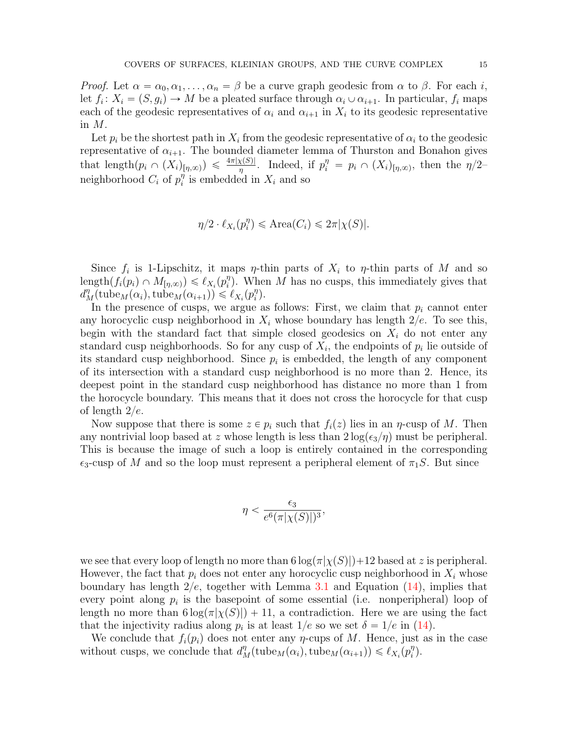*Proof.* Let $\alpha = \alpha_0, \alpha_1, \ldots, \alpha_n = \beta$ be a curve graph geodesic from $\alpha$ to $\beta$. For each $i$, let $f_i\colon X_i = (S, g_i) \to M$ be a pleated surface through $\alpha_i \cup \alpha_{i+1}$. In particular, $f_i$ maps each of the geodesic representatives of $\alpha_i$ and $\alpha_{i+1}$ in $X_i$ to its geodesic representative in $M$.

Let $p_i$ be the shortest path in $X_i$ from the geodesic representative of $\alpha_i$ to the geodesic representative of $\alpha_{i+1}$. The bounded diameter lemma of Thurston and Bonahon gives that $\mathrm{length}(p_i \cap (X_i)_{[\eta,\infty)}) \leqslant \frac{4\pi|\chi(S)|}{\eta}$. Indeed, if $p_i^\eta = p_i \cap (X_i)_{[\eta,\infty)}$, then the $\eta/2$–neighborhood $C_i$ of $p_i^\eta$ is embedded in $X_i$ and so

$$\eta/2 \cdot \ell_{X_i}(p_i^\eta) \leqslant \mathrm{Area}(C_i) \leqslant 2\pi|\chi(S)|.$$

Since $f_i$ is 1-Lipschitz, it maps $\eta$-thin parts of $X_i$ to $\eta$-thin parts of $M$ and so $\mathrm{length}(f_i(p_i) \cap M_{[\eta,\infty)}) \leqslant \ell_{X_i}(p_i^\eta)$. When $M$ has no cusps, this immediately gives that $d_M^\eta(\mathrm{tube}_M(\alpha_i), \mathrm{tube}_M(\alpha_{i+1})) \leqslant \ell_{X_i}(p_i^\eta)$.

In the presence of cusps, we argue as follows: First, we claim that $p_i$ cannot enter any horocyclic cusp neighborhood in $X_i$ whose boundary has length $2/e$. To see this, begin with the standard fact that simple closed geodesics on $X_i$ do not enter any standard cusp neighborhoods. So for any cusp of $X_i$, the endpoints of $p_i$ lie outside of its standard cusp neighborhood. Since $p_i$ is embedded, the length of any component of its intersection with a standard cusp neighborhood is no more than 2. Hence, its deepest point in the standard cusp neighborhood has distance no more than 1 from the horocycle boundary. This means that it does not cross the horocycle for that cusp of length $2/e$.

Now suppose that there is some $z \in p_i$ such that $f_i(z)$ lies in an $\eta$-cusp of $M$. Then any nontrivial loop based at $z$ whose length is less than $2\log(\epsilon_3/\eta)$ must be peripheral. This is because the image of such a loop is entirely contained in the corresponding $\epsilon_3$-cusp of $M$ and so the loop must represent a peripheral element of $\pi_1 S$. But since

$$\eta < \frac{\epsilon_3}{e^6(\pi|\chi(S)|)^3},$$

we see that every loop of length no more than $6\log(\pi|\chi(S)|)+12$ based at $z$ is peripheral. However, the fact that $p_i$ does not enter any horocyclic cusp neighborhood in $X_i$ whose boundary has length $2/e$, together with Lemma 3.1 and Equation (14), implies that every point along $p_i$ is the basepoint of some essential (i.e. nonperipheral) loop of length no more than $6\log(\pi|\chi(S)|) + 11$, a contradiction. Here we are using the fact that the injectivity radius along $p_i$ is at least $1/e$ so we set $\delta = 1/e$ in (14).

We conclude that $f_i(p_i)$ does not enter any $\eta$-cups of $M$. Hence, just as in the case without cusps, we conclude that $d_M^\eta(\mathrm{tube}_M(\alpha_i), \mathrm{tube}_M(\alpha_{i+1})) \leqslant \ell_{X_i}(p_i^\eta)$.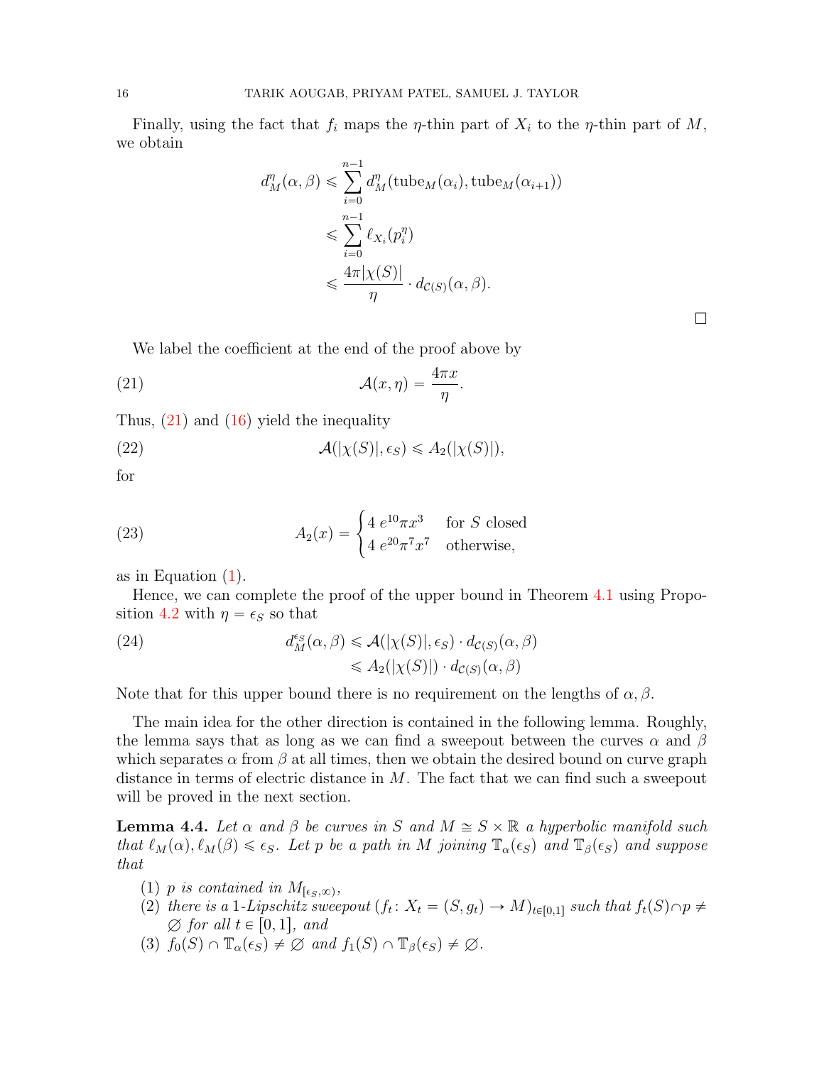Finally, using the fact that $f_i$ maps the $\eta$-thin part of $X_i$ to the $\eta$-thin part of $M$, we obtain

$$
\begin{aligned}
d_M^\eta(\alpha, \beta) &\leqslant \sum_{i=0}^{n-1} d_M^\eta(\mathrm{tube}_M(\alpha_i), \mathrm{tube}_M(\alpha_{i+1})) \\
&\leqslant \sum_{i=0}^{n-1} \ell_{X_i}(p_i^\eta) \\
&\leqslant \frac{4\pi|\chi(S)|}{\eta} \cdot d_{\mathcal{C}(S)}(\alpha, \beta).
\end{aligned}
$$

□

We label the coefficient at the end of the proof above by

$$
\mathcal{A}(x, \eta) = \frac{4\pi x}{\eta}. \tag{21}
$$

Thus, (21) and (16) yield the inequality

$$
\mathcal{A}(|\chi(S)|, \epsilon_S) \leqslant A_2(|\chi(S)|), \tag{22}
$$

for

$$
A_2(x) = \begin{cases} 4\, e^{10}\pi x^3 & \text{for } S \text{ closed} \\ 4\, e^{20}\pi^7 x^7 & \text{otherwise,} \end{cases} \tag{23}
$$

as in Equation (1).

Hence, we can complete the proof of the upper bound in Theorem 4.1 using Proposition 4.2 with $\eta = \epsilon_S$ so that

$$
\begin{aligned}
d_M^{\epsilon_S}(\alpha, \beta) &\leqslant \mathcal{A}(|\chi(S)|, \epsilon_S) \cdot d_{\mathcal{C}(S)}(\alpha, \beta) \\
&\leqslant A_2(|\chi(S)|) \cdot d_{\mathcal{C}(S)}(\alpha, \beta)
\end{aligned} \tag{24}
$$

Note that for this upper bound there is no requirement on the lengths of $\alpha, \beta$.

The main idea for the other direction is contained in the following lemma. Roughly, the lemma says that as long as we can find a sweepout between the curves $\alpha$ and $\beta$ which separates $\alpha$ from $\beta$ at all times, then we obtain the desired bound on curve graph distance in terms of electric distance in $M$. The fact that we can find such a sweepout will be proved in the next section.

**Lemma 4.4.** *Let $\alpha$ and $\beta$ be curves in $S$ and $M \cong S \times \mathbb{R}$ a hyperbolic manifold such that $\ell_M(\alpha), \ell_M(\beta) \leqslant \epsilon_S$. Let $p$ be a path in $M$ joining $\mathbb{T}_\alpha(\epsilon_S)$ and $\mathbb{T}_\beta(\epsilon_S)$ and suppose that*

1. *$p$ is contained in $M_{[\epsilon_S, \infty)}$,*
2. *there is a 1-Lipschitz sweepout $(f_t \colon X_t = (S, g_t) \to M)_{t \in [0,1]}$ such that $f_t(S) \cap p \neq \varnothing$ for all $t \in [0, 1]$, and*
3. *$f_0(S) \cap \mathbb{T}_\alpha(\epsilon_S) \neq \varnothing$ and $f_1(S) \cap \mathbb{T}_\beta(\epsilon_S) \neq \varnothing$.*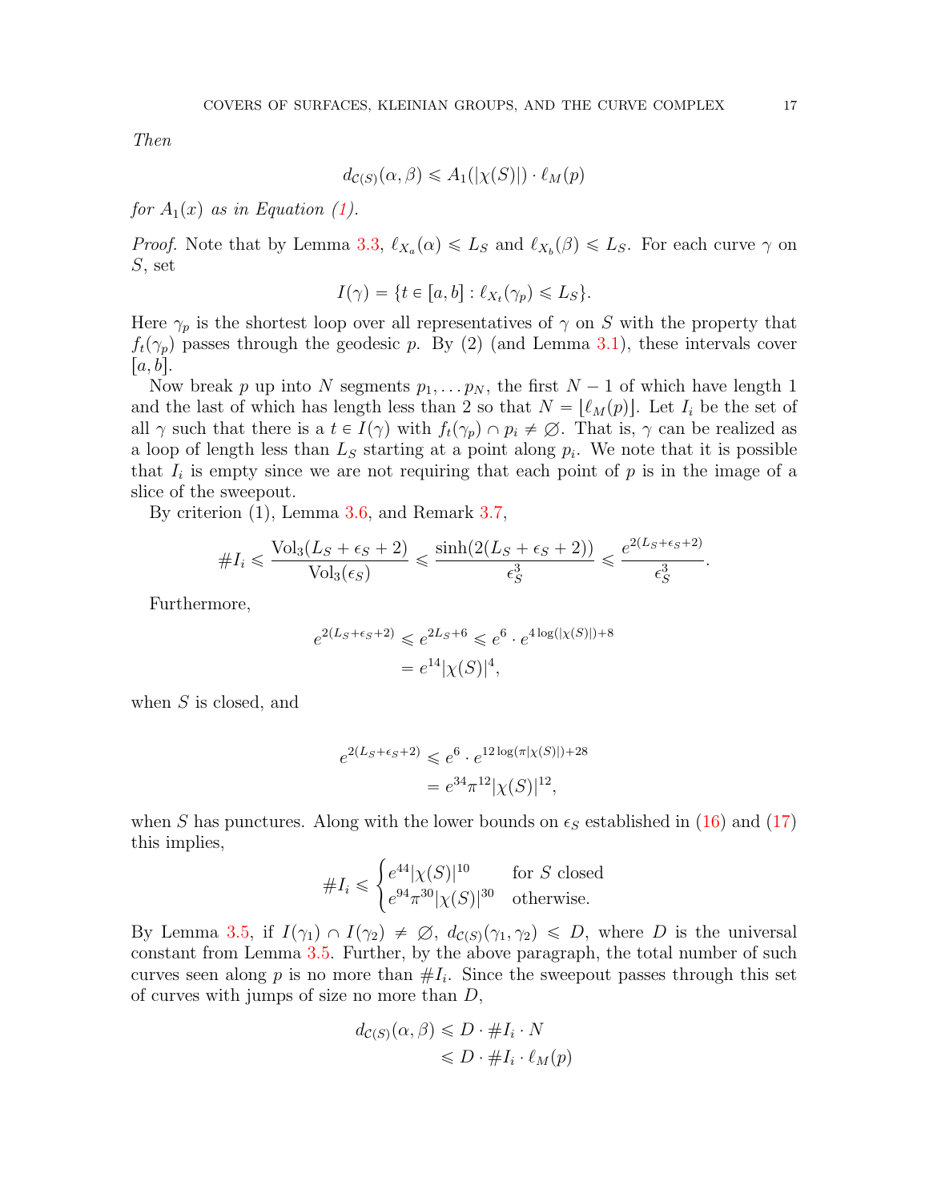*Then*

$$d_{\mathcal{C}(S)}(\alpha, \beta) \leqslant A_1(|\chi(S)|) \cdot \ell_M(p)$$

*for $A_1(x)$ as in Equation (1).*

*Proof.* Note that by Lemma 3.3, $\ell_{X_a}(\alpha) \leqslant L_S$ and $\ell_{X_b}(\beta) \leqslant L_S$. For each curve $\gamma$ on $S$, set

$$I(\gamma) = \{t \in [a, b] : \ell_{X_t}(\gamma_p) \leqslant L_S\}.$$

Here $\gamma_p$ is the shortest loop over all representatives of $\gamma$ on $S$ with the property that $f_t(\gamma_p)$ passes through the geodesic $p$. By (2) (and Lemma 3.1), these intervals cover $[a, b]$.

Now break $p$ up into $N$ segments $p_1, \ldots p_N$, the first $N-1$ of which have length 1 and the last of which has length less than 2 so that $N = \lfloor \ell_M(p) \rfloor$. Let $I_i$ be the set of all $\gamma$ such that there is a $t \in I(\gamma)$ with $f_t(\gamma_p) \cap p_i \neq \varnothing$. That is, $\gamma$ can be realized as a loop of length less than $L_S$ starting at a point along $p_i$. We note that it is possible that $I_i$ is empty since we are not requiring that each point of $p$ is in the image of a slice of the sweepout.

By criterion (1), Lemma 3.6, and Remark 3.7,

$$\#I_i \leqslant \frac{\mathrm{Vol}_3(L_S + \epsilon_S + 2)}{\mathrm{Vol}_3(\epsilon_S)} \leqslant \frac{\sinh(2(L_S + \epsilon_S + 2))}{\epsilon_S^3} \leqslant \frac{e^{2(L_S+\epsilon_S+2)}}{\epsilon_S^3}.$$

Furthermore,

$$\begin{aligned} e^{2(L_S+\epsilon_S+2)} &\leqslant e^{2L_S+6} \leqslant e^6 \cdot e^{4\log(|\chi(S)|)+8} \\ &= e^{14}|\chi(S)|^4, \end{aligned}$$

when $S$ is closed, and

$$\begin{aligned} e^{2(L_S+\epsilon_S+2)} &\leqslant e^6 \cdot e^{12\log(\pi|\chi(S)|)+28} \\ &= e^{34}\pi^{12}|\chi(S)|^{12}, \end{aligned}$$

when $S$ has punctures. Along with the lower bounds on $\epsilon_S$ established in (16) and (17) this implies,

$$\#I_i \leqslant \begin{cases} e^{44}|\chi(S)|^{10} & \text{for } S \text{ closed} \\ e^{94}\pi^{30}|\chi(S)|^{30} & \text{otherwise.} \end{cases}$$

By Lemma 3.5, if $I(\gamma_1) \cap I(\gamma_2) \neq \varnothing$, $d_{\mathcal{C}(S)}(\gamma_1, \gamma_2) \leqslant D$, where $D$ is the universal constant from Lemma 3.5. Further, by the above paragraph, the total number of such curves seen along $p$ is no more than $\#I_i$. Since the sweepout passes through this set of curves with jumps of size no more than $D$,

$$\begin{aligned} d_{\mathcal{C}(S)}(\alpha, \beta) &\leqslant D \cdot \#I_i \cdot N \\ &\leqslant D \cdot \#I_i \cdot \ell_M(p) \end{aligned}$$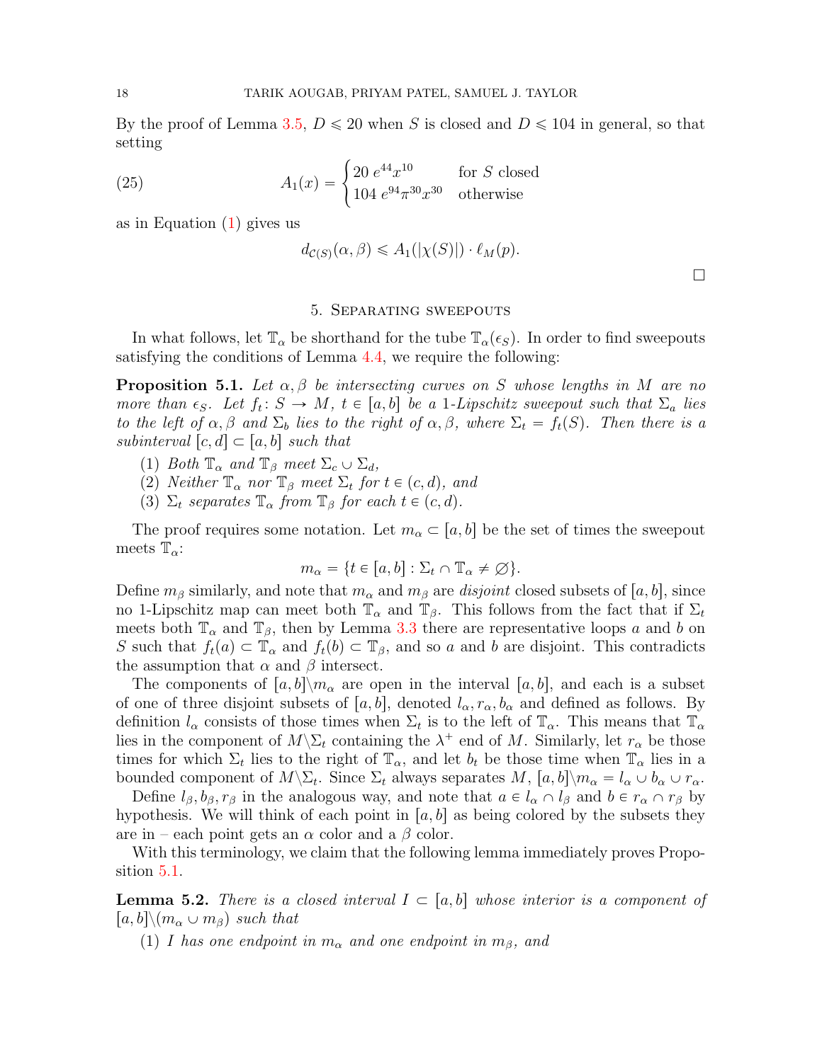By the proof of Lemma 3.5, $D \leqslant 20$ when $S$ is closed and $D \leqslant 104$ in general, so that setting

$$A_1(x) = \begin{cases} 20\, e^{44} x^{10} & \text{for } S \text{ closed} \\ 104\, e^{94} \pi^{30} x^{30} & \text{otherwise} \end{cases} \tag{25}$$

as in Equation (1) gives us

$$d_{\mathcal{C}(S)}(\alpha, \beta) \leqslant A_1(|\chi(S)|) \cdot \ell_M(p).$$

□

## 5. Separating sweepouts

In what follows, let $\mathbb{T}_\alpha$ be shorthand for the tube $\mathbb{T}_\alpha(\epsilon_S)$. In order to find sweepouts satisfying the conditions of Lemma 4.4, we require the following:

**Proposition 5.1.** *Let $\alpha, \beta$ be intersecting curves on $S$ whose lengths in $M$ are no more than $\epsilon_S$. Let $f_t \colon S \to M$, $t \in [a, b]$ be a 1-Lipschitz sweepout such that $\Sigma_a$ lies to the left of $\alpha, \beta$ and $\Sigma_b$ lies to the right of $\alpha, \beta$, where $\Sigma_t = f_t(S)$. Then there is a subinterval $[c, d] \subset [a, b]$ such that*

1. *Both $\mathbb{T}_\alpha$ and $\mathbb{T}_\beta$ meet $\Sigma_c \cup \Sigma_d$,*
2. *Neither $\mathbb{T}_\alpha$ nor $\mathbb{T}_\beta$ meet $\Sigma_t$ for $t \in (c, d)$, and*
3. *$\Sigma_t$ separates $\mathbb{T}_\alpha$ from $\mathbb{T}_\beta$ for each $t \in (c, d)$.*

The proof requires some notation. Let $m_\alpha \subset [a, b]$ be the set of times the sweepout meets $\mathbb{T}_\alpha$:

$$m_\alpha = \{t \in [a, b] : \Sigma_t \cap \mathbb{T}_\alpha \neq \varnothing\}.$$

Define $m_\beta$ similarly, and note that $m_\alpha$ and $m_\beta$ are *disjoint* closed subsets of $[a, b]$, since no 1-Lipschitz map can meet both $\mathbb{T}_\alpha$ and $\mathbb{T}_\beta$. This follows from the fact that if $\Sigma_t$ meets both $\mathbb{T}_\alpha$ and $\mathbb{T}_\beta$, then by Lemma 3.3 there are representative loops $a$ and $b$ on $S$ such that $f_t(a) \subset \mathbb{T}_\alpha$ and $f_t(b) \subset \mathbb{T}_\beta$, and so $a$ and $b$ are disjoint. This contradicts the assumption that $\alpha$ and $\beta$ intersect.

The components of $[a, b] \backslash m_\alpha$ are open in the interval $[a, b]$, and each is a subset of one of three disjoint subsets of $[a, b]$, denoted $l_\alpha, r_\alpha, b_\alpha$ and defined as follows. By definition $l_\alpha$ consists of those times when $\Sigma_t$ is to the left of $\mathbb{T}_\alpha$. This means that $\mathbb{T}_\alpha$ lies in the component of $M \backslash \Sigma_t$ containing the $\lambda^+$ end of $M$. Similarly, let $r_\alpha$ be those times for which $\Sigma_t$ lies to the right of $\mathbb{T}_\alpha$, and let $b_t$ be those time when $\mathbb{T}_\alpha$ lies in a bounded component of $M \backslash \Sigma_t$. Since $\Sigma_t$ always separates $M$, $[a, b] \backslash m_\alpha = l_\alpha \cup b_\alpha \cup r_\alpha$.

Define $l_\beta, b_\beta, r_\beta$ in the analogous way, and note that $a \in l_\alpha \cap l_\beta$ and $b \in r_\alpha \cap r_\beta$ by hypothesis. We will think of each point in $[a, b]$ as being colored by the subsets they are in – each point gets an $\alpha$ color and a $\beta$ color.

With this terminology, we claim that the following lemma immediately proves Proposition 5.1.

**Lemma 5.2.** *There is a closed interval $I \subset [a, b]$ whose interior is a component of $[a, b] \backslash (m_\alpha \cup m_\beta)$ such that*

1. *$I$ has one endpoint in $m_\alpha$ and one endpoint in $m_\beta$, and*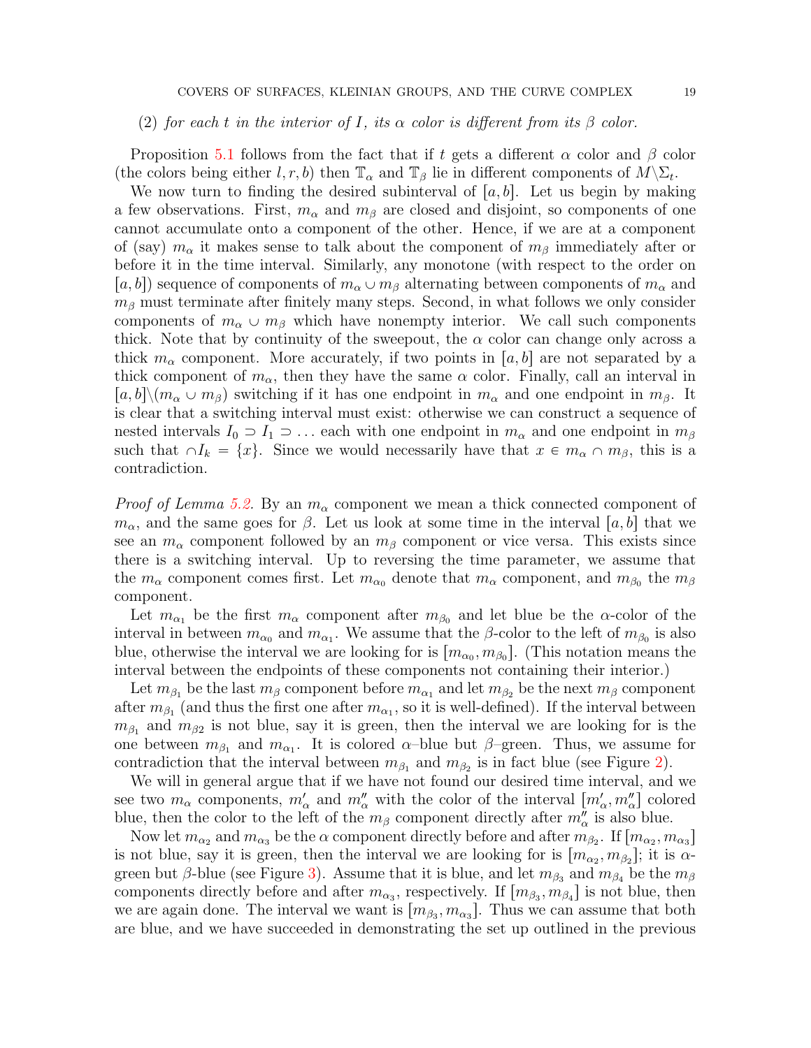(2) *for each $t$ in the interior of $I$, its $\alpha$ color is different from its $\beta$ color.*

Proposition 5.1 follows from the fact that if $t$ gets a different $\alpha$ color and $\beta$ color (the colors being either $l, r, b$) then $\mathbb{T}_\alpha$ and $\mathbb{T}_\beta$ lie in different components of $M \backslash \Sigma_t$.

We now turn to finding the desired subinterval of $[a, b]$. Let us begin by making a few observations. First, $m_\alpha$ and $m_\beta$ are closed and disjoint, so components of one cannot accumulate onto a component of the other. Hence, if we are at a component of (say) $m_\alpha$ it makes sense to talk about the component of $m_\beta$ immediately after or before it in the time interval. Similarly, any monotone (with respect to the order on $[a, b]$) sequence of components of $m_\alpha \cup m_\beta$ alternating between components of $m_\alpha$ and $m_\beta$ must terminate after finitely many steps. Second, in what follows we only consider components of $m_\alpha \cup m_\beta$ which have nonempty interior. We call such components thick. Note that by continuity of the sweepout, the $\alpha$ color can change only across a thick $m_\alpha$ component. More accurately, if two points in $[a, b]$ are not separated by a thick component of $m_\alpha$, then they have the same $\alpha$ color. Finally, call an interval in $[a, b] \backslash (m_\alpha \cup m_\beta)$ switching if it has one endpoint in $m_\alpha$ and one endpoint in $m_\beta$. It is clear that a switching interval must exist: otherwise we can construct a sequence of nested intervals $I_0 \supset I_1 \supset \ldots$ each with one endpoint in $m_\alpha$ and one endpoint in $m_\beta$ such that $\cap I_k = \{x\}$. Since we would necessarily have that $x \in m_\alpha \cap m_\beta$, this is a contradiction.

*Proof of Lemma 5.2.* By an $m_\alpha$ component we mean a thick connected component of $m_\alpha$, and the same goes for $\beta$. Let us look at some time in the interval $[a, b]$ that we see an $m_\alpha$ component followed by an $m_\beta$ component or vice versa. This exists since there is a switching interval. Up to reversing the time parameter, we assume that the $m_\alpha$ component comes first. Let $m_{\alpha_0}$ denote that $m_\alpha$ component, and $m_{\beta_0}$ the $m_\beta$ component.

Let $m_{\alpha_1}$ be the first $m_\alpha$ component after $m_{\beta_0}$ and let blue be the $\alpha$-color of the interval in between $m_{\alpha_0}$ and $m_{\alpha_1}$. We assume that the $\beta$-color to the left of $m_{\beta_0}$ is also blue, otherwise the interval we are looking for is $[m_{\alpha_0}, m_{\beta_0}]$. (This notation means the interval between the endpoints of these components not containing their interior.)

Let $m_{\beta_1}$ be the last $m_\beta$ component before $m_{\alpha_1}$ and let $m_{\beta_2}$ be the next $m_\beta$ component after $m_{\beta_1}$ (and thus the first one after $m_{\alpha_1}$, so it is well-defined). If the interval between $m_{\beta_1}$ and $m_{\beta 2}$ is not blue, say it is green, then the interval we are looking for is the one between $m_{\beta_1}$ and $m_{\alpha_1}$. It is colored $\alpha$–blue but $\beta$–green. Thus, we assume for contradiction that the interval between $m_{\beta_1}$ and $m_{\beta_2}$ is in fact blue (see Figure 2).

We will in general argue that if we have not found our desired time interval, and we see two $m_\alpha$ components, $m'_\alpha$ and $m''_\alpha$ with the color of the interval $[m'_\alpha, m''_\alpha]$ colored blue, then the color to the left of the $m_\beta$ component directly after $m''_\alpha$ is also blue.

Now let $m_{\alpha_2}$ and $m_{\alpha_3}$ be the $\alpha$ component directly before and after $m_{\beta_2}$. If $[m_{\alpha_2}, m_{\alpha_3}]$ is not blue, say it is green, then the interval we are looking for is $[m_{\alpha_2}, m_{\beta_2}]$; it is $\alpha$-green but $\beta$-blue (see Figure 3). Assume that it is blue, and let $m_{\beta_3}$ and $m_{\beta_4}$ be the $m_\beta$ components directly before and after $m_{\alpha_3}$, respectively. If $[m_{\beta_3}, m_{\beta_4}]$ is not blue, then we are again done. The interval we want is $[m_{\beta_3}, m_{\alpha_3}]$. Thus we can assume that both are blue, and we have succeeded in demonstrating the set up outlined in the previous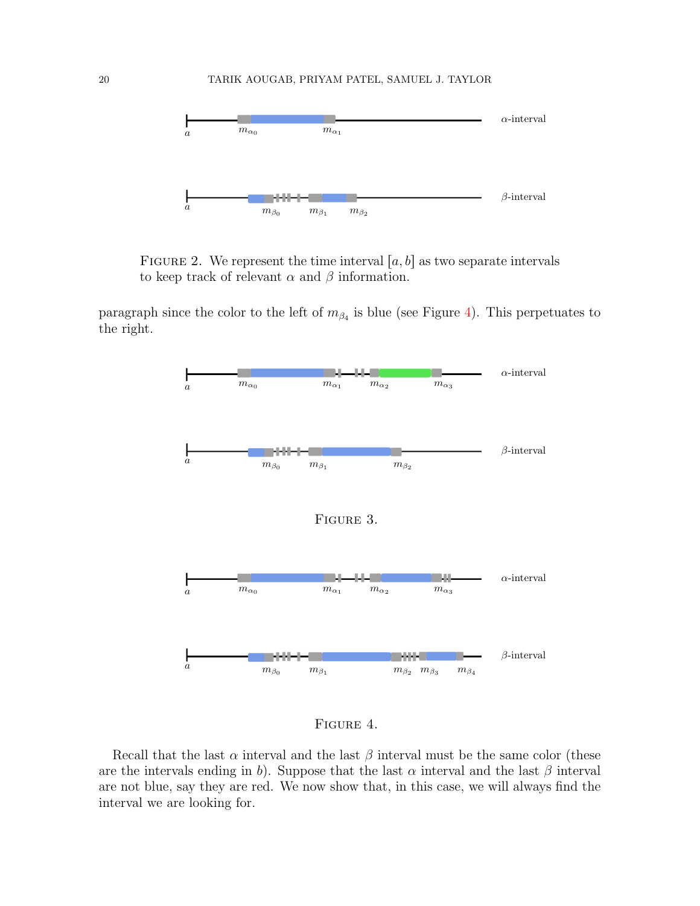FIGURE 2. We represent the time interval $[a, b]$ as two separate intervals to keep track of relevant $\alpha$ and $\beta$ information.

paragraph since the color to the left of $m_{\beta_4}$ is blue (see Figure 4). This perpetuates to the right.

FIGURE 3.

FIGURE 4.

Recall that the last $\alpha$ interval and the last $\beta$ interval must be the same color (these are the intervals ending in $b$). Suppose that the last $\alpha$ interval and the last $\beta$ interval are not blue, say they are red. We now show that, in this case, we will always find the interval we are looking for.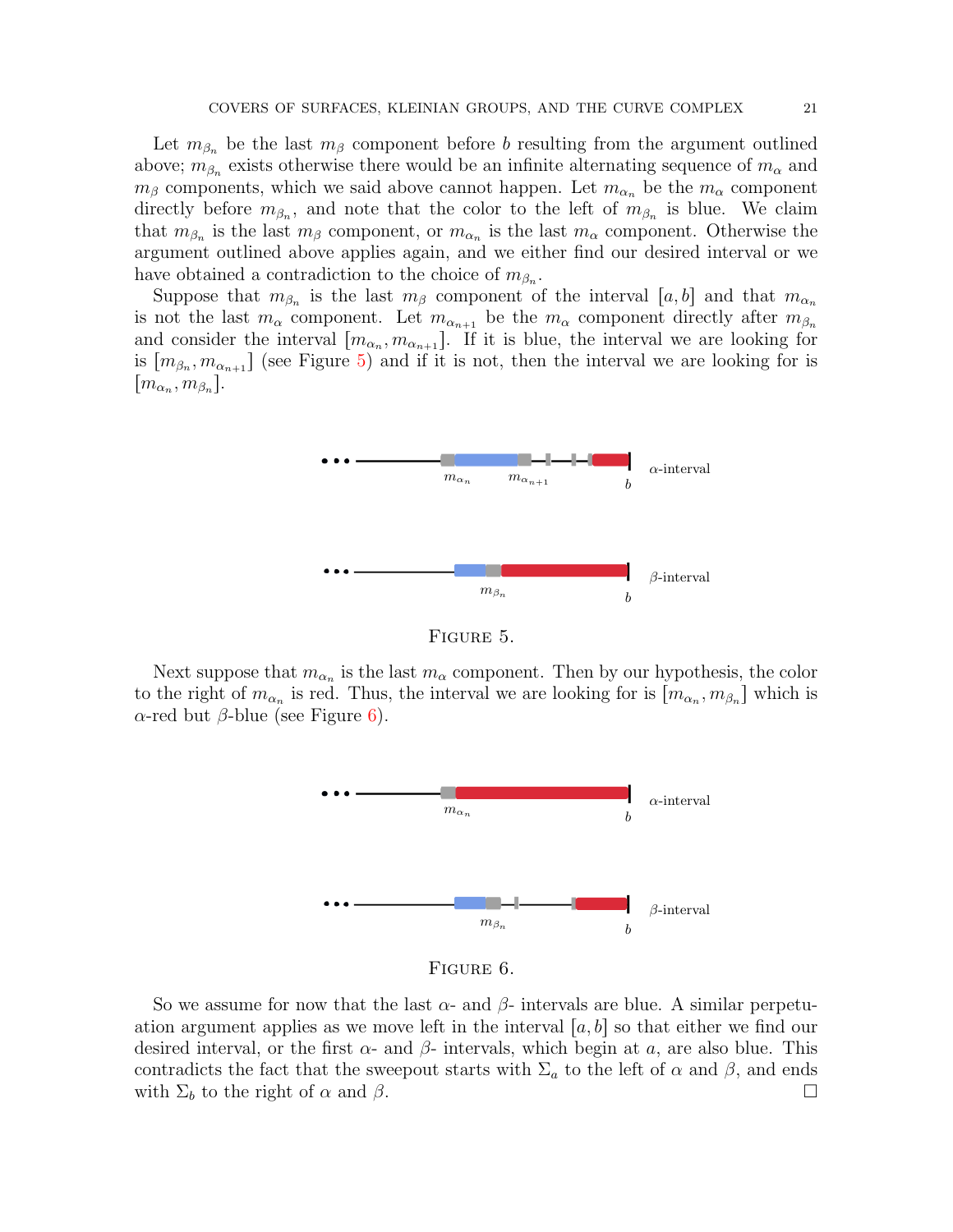Let $m_{\beta_n}$ be the last $m_\beta$ component before $b$ resulting from the argument outlined above; $m_{\beta_n}$ exists otherwise there would be an infinite alternating sequence of $m_\alpha$ and $m_\beta$ components, which we said above cannot happen. Let $m_{\alpha_n}$ be the $m_\alpha$ component directly before $m_{\beta_n}$, and note that the color to the left of $m_{\beta_n}$ is blue. We claim that $m_{\beta_n}$ is the last $m_\beta$ component, or $m_{\alpha_n}$ is the last $m_\alpha$ component. Otherwise the argument outlined above applies again, and we either find our desired interval or we have obtained a contradiction to the choice of $m_{\beta_n}$.

Suppose that $m_{\beta_n}$ is the last $m_\beta$ component of the interval $[a, b]$ and that $m_{\alpha_n}$ is not the last $m_\alpha$ component. Let $m_{\alpha_{n+1}}$ be the $m_\alpha$ component directly after $m_{\beta_n}$ and consider the interval $[m_{\alpha_n}, m_{\alpha_{n+1}}]$. If it is blue, the interval we are looking for is $[m_{\beta_n}, m_{\alpha_{n+1}}]$ (see Figure 5) and if it is not, then the interval we are looking for is $[m_{\alpha_n}, m_{\beta_n}]$.

Figure 5.

Next suppose that $m_{\alpha_n}$ is the last $m_\alpha$ component. Then by our hypothesis, the color to the right of $m_{\alpha_n}$ is red. Thus, the interval we are looking for is $[m_{\alpha_n}, m_{\beta_n}]$ which is $\alpha$-red but $\beta$-blue (see Figure 6).

Figure 6.

So we assume for now that the last $\alpha$- and $\beta$- intervals are blue. A similar perpetuation argument applies as we move left in the interval $[a, b]$ so that either we find our desired interval, or the first $\alpha$- and $\beta$- intervals, which begin at $a$, are also blue. This contradicts the fact that the sweepout starts with $\Sigma_a$ to the left of $\alpha$ and $\beta$, and ends with $\Sigma_b$ to the right of $\alpha$ and $\beta$. □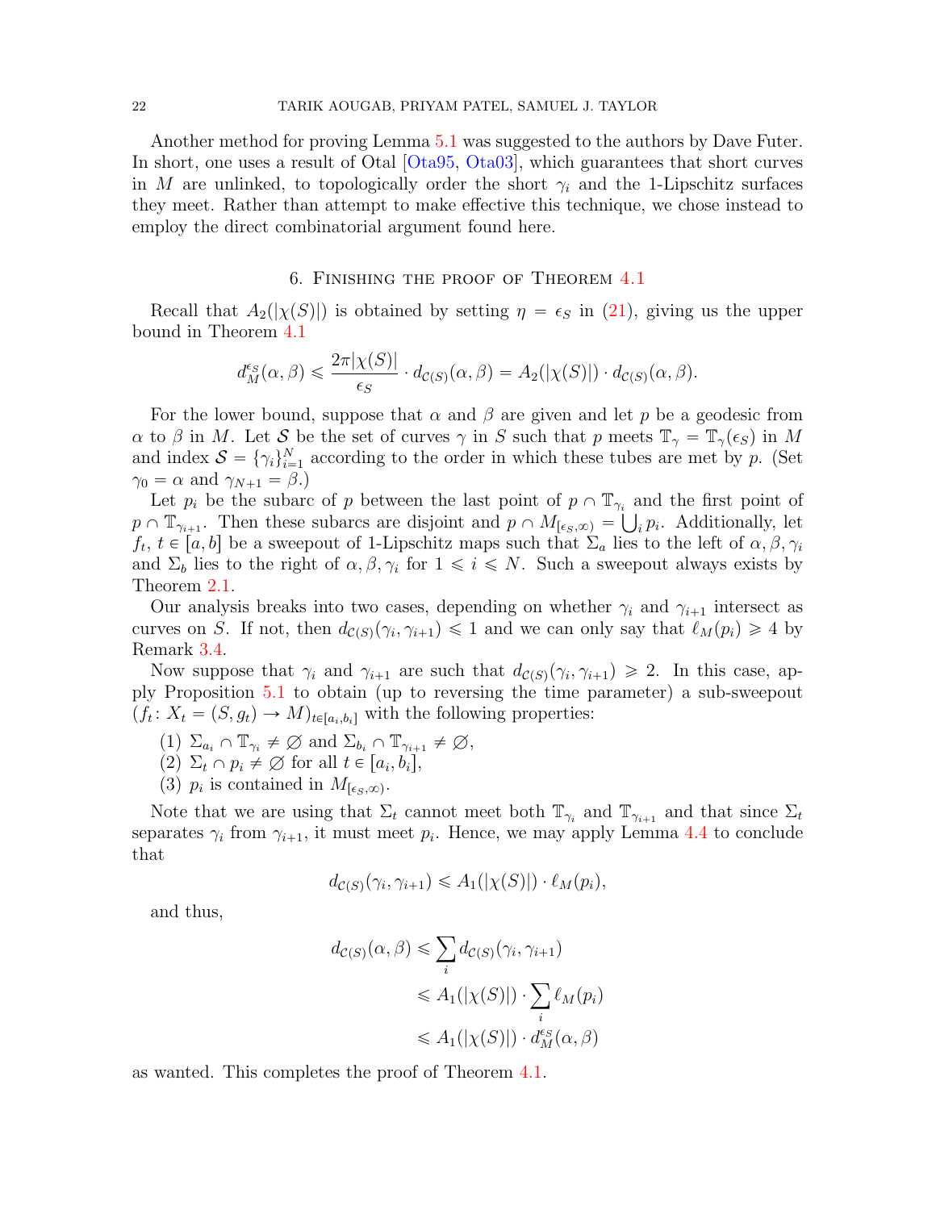Another method for proving Lemma 5.1 was suggested to the authors by Dave Futer. In short, one uses a result of Otal [Ota95, Ota03], which guarantees that short curves in $M$ are unlinked, to topologically order the short $\gamma_i$ and the 1-Lipschitz surfaces they meet. Rather than attempt to make effective this technique, we chose instead to employ the direct combinatorial argument found here.

## 6. Finishing the proof of Theorem 4.1

Recall that $A_2(|\chi(S)|)$ is obtained by setting $\eta = \epsilon_S$ in (21), giving us the upper bound in Theorem 4.1

$$d_M^{\epsilon_S}(\alpha, \beta) \leqslant \frac{2\pi|\chi(S)|}{\epsilon_S} \cdot d_{\mathcal{C}(S)}(\alpha, \beta) = A_2(|\chi(S)|) \cdot d_{\mathcal{C}(S)}(\alpha, \beta).$$

For the lower bound, suppose that $\alpha$ and $\beta$ are given and let $p$ be a geodesic from $\alpha$ to $\beta$ in $M$. Let $\mathcal{S}$ be the set of curves $\gamma$ in $S$ such that $p$ meets $\mathbb{T}_\gamma = \mathbb{T}_\gamma(\epsilon_S)$ in $M$ and index $\mathcal{S} = \{\gamma_i\}_{i=1}^N$ according to the order in which these tubes are met by $p$. (Set $\gamma_0 = \alpha$ and $\gamma_{N+1} = \beta$.)

Let $p_i$ be the subarc of $p$ between the last point of $p \cap \mathbb{T}_{\gamma_i}$ and the first point of $p \cap \mathbb{T}_{\gamma_{i+1}}$. Then these subarcs are disjoint and $p \cap M_{[\epsilon_S, \infty)} = \bigcup_i p_i$. Additionally, let $f_t$, $t \in [a, b]$ be a sweepout of 1-Lipschitz maps such that $\Sigma_a$ lies to the left of $\alpha, \beta, \gamma_i$ and $\Sigma_b$ lies to the right of $\alpha, \beta, \gamma_i$ for $1 \leqslant i \leqslant N$. Such a sweepout always exists by Theorem 2.1.

Our analysis breaks into two cases, depending on whether $\gamma_i$ and $\gamma_{i+1}$ intersect as curves on $S$. If not, then $d_{\mathcal{C}(S)}(\gamma_i, \gamma_{i+1}) \leqslant 1$ and we can only say that $\ell_M(p_i) \geqslant 4$ by Remark 3.4.

Now suppose that $\gamma_i$ and $\gamma_{i+1}$ are such that $d_{\mathcal{C}(S)}(\gamma_i, \gamma_{i+1}) \geqslant 2$. In this case, apply Proposition 5.1 to obtain (up to reversing the time parameter) a sub-sweepout $(f_t \colon X_t = (S, g_t) \to M)_{t \in [a_i, b_i]}$ with the following properties:

1. $\Sigma_{a_i} \cap \mathbb{T}_{\gamma_i} \neq \varnothing$ and $\Sigma_{b_i} \cap \mathbb{T}_{\gamma_{i+1}} \neq \varnothing$,
2. $\Sigma_t \cap p_i \neq \varnothing$ for all $t \in [a_i, b_i]$,
3. $p_i$ is contained in $M_{[\epsilon_S, \infty)}$.

Note that we are using that $\Sigma_t$ cannot meet both $\mathbb{T}_{\gamma_i}$ and $\mathbb{T}_{\gamma_{i+1}}$ and that since $\Sigma_t$ separates $\gamma_i$ from $\gamma_{i+1}$, it must meet $p_i$. Hence, we may apply Lemma 4.4 to conclude that

$$d_{\mathcal{C}(S)}(\gamma_i, \gamma_{i+1}) \leqslant A_1(|\chi(S)|) \cdot \ell_M(p_i),$$

and thus,

$$\begin{aligned} d_{\mathcal{C}(S)}(\alpha, \beta) &\leqslant \sum_i d_{\mathcal{C}(S)}(\gamma_i, \gamma_{i+1}) \\ &\leqslant A_1(|\chi(S)|) \cdot \sum_i \ell_M(p_i) \\ &\leqslant A_1(|\chi(S)|) \cdot d_M^{\epsilon_S}(\alpha, \beta) \end{aligned}$$

as wanted. This completes the proof of Theorem 4.1.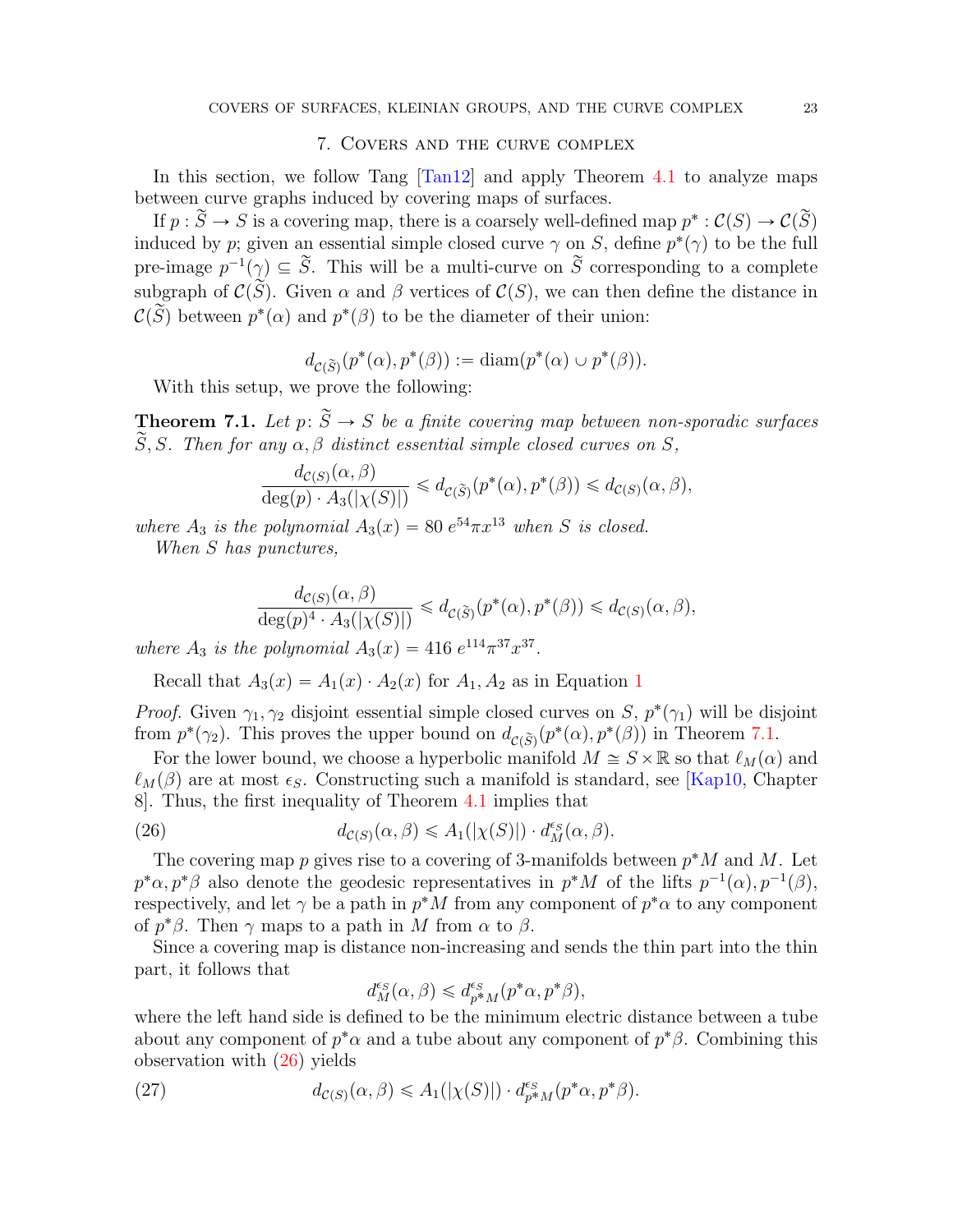## 7. Covers and the curve complex

In this section, we follow Tang [Tan12] and apply Theorem 4.1 to analyze maps between curve graphs induced by covering maps of surfaces.

If $p : \widetilde{S} \to S$ is a covering map, there is a coarsely well-defined map $p^* : \mathcal{C}(S) \to \mathcal{C}(\widetilde{S})$ induced by $p$; given an essential simple closed curve $\gamma$ on $S$, define $p^*(\gamma)$ to be the full pre-image $p^{-1}(\gamma) \subseteq \widetilde{S}$. This will be a multi-curve on $\widetilde{S}$ corresponding to a complete subgraph of $\mathcal{C}(\widetilde{S})$. Given $\alpha$ and $\beta$ vertices of $\mathcal{C}(S)$, we can then define the distance in $\mathcal{C}(\widetilde{S})$ between $p^*(\alpha)$ and $p^*(\beta)$ to be the diameter of their union:

$$d_{\mathcal{C}(\widetilde{S})}(p^*(\alpha), p^*(\beta)) := \operatorname{diam}(p^*(\alpha) \cup p^*(\beta)).$$

With this setup, we prove the following:

**Theorem 7.1.** *Let $p\colon \widetilde{S} \to S$ be a finite covering map between non-sporadic surfaces $\widetilde{S}, S$. Then for any $\alpha, \beta$ distinct essential simple closed curves on $S$,*

$$\frac{d_{\mathcal{C}(S)}(\alpha, \beta)}{\deg(p) \cdot A_3(|\chi(S)|)} \leqslant d_{\mathcal{C}(\widetilde{S})}(p^*(\alpha), p^*(\beta)) \leqslant d_{\mathcal{C}(S)}(\alpha, \beta),$$

*where $A_3$ is the polynomial $A_3(x) = 80\, e^{54}\pi x^{13}$ when $S$ is closed.*

*When $S$ has punctures,*

$$\frac{d_{\mathcal{C}(S)}(\alpha, \beta)}{\deg(p)^4 \cdot A_3(|\chi(S)|)} \leqslant d_{\mathcal{C}(\widetilde{S})}(p^*(\alpha), p^*(\beta)) \leqslant d_{\mathcal{C}(S)}(\alpha, \beta),$$

*where $A_3$ is the polynomial $A_3(x) = 416\, e^{114}\pi^{37}x^{37}$.*

Recall that $A_3(x) = A_1(x) \cdot A_2(x)$ for $A_1, A_2$ as in Equation 1

*Proof.* Given $\gamma_1, \gamma_2$ disjoint essential simple closed curves on $S$, $p^*(\gamma_1)$ will be disjoint from $p^*(\gamma_2)$. This proves the upper bound on $d_{\mathcal{C}(\widetilde{S})}(p^*(\alpha), p^*(\beta))$ in Theorem 7.1.

For the lower bound, we choose a hyperbolic manifold $M \cong S \times \mathbb{R}$ so that $\ell_M(\alpha)$ and $\ell_M(\beta)$ are at most $\epsilon_S$. Constructing such a manifold is standard, see [Kap10, Chapter 8]. Thus, the first inequality of Theorem 4.1 implies that

$$d_{\mathcal{C}(S)}(\alpha, \beta) \leqslant A_1(|\chi(S)|) \cdot d_M^{\epsilon_S}(\alpha, \beta). \tag{26}$$

The covering map $p$ gives rise to a covering of 3-manifolds between $p^*M$ and $M$. Let $p^*\alpha, p^*\beta$ also denote the geodesic representatives in $p^*M$ of the lifts $p^{-1}(\alpha), p^{-1}(\beta)$, respectively, and let $\gamma$ be a path in $p^*M$ from any component of $p^*\alpha$ to any component of $p^*\beta$. Then $\gamma$ maps to a path in $M$ from $\alpha$ to $\beta$.

Since a covering map is distance non-increasing and sends the thin part into the thin part, it follows that

$$d_M^{\epsilon_S}(\alpha, \beta) \leqslant d_{p^*M}^{\epsilon_S}(p^*\alpha, p^*\beta),$$

where the left hand side is defined to be the minimum electric distance between a tube about any component of $p^*\alpha$ and a tube about any component of $p^*\beta$. Combining this observation with (26) yields

$$d_{\mathcal{C}(S)}(\alpha, \beta) \leqslant A_1(|\chi(S)|) \cdot d_{p^*M}^{\epsilon_S}(p^*\alpha, p^*\beta). \tag{27}$$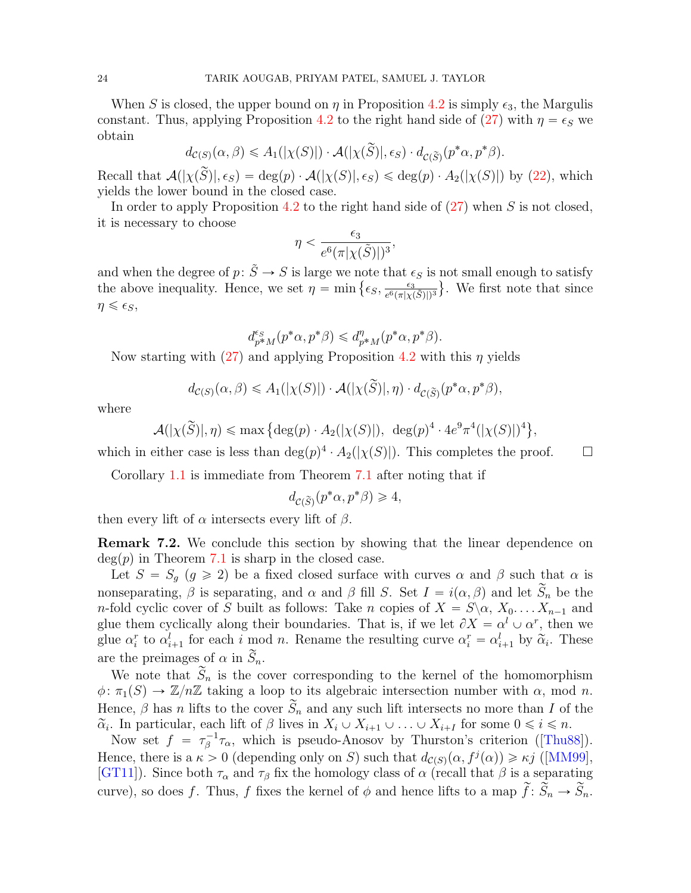When $S$ is closed, the upper bound on $\eta$ in Proposition 4.2 is simply $\epsilon_3$, the Margulis constant. Thus, applying Proposition 4.2 to the right hand side of (27) with $\eta = \epsilon_S$ we obtain

$$d_{\mathcal{C}(S)}(\alpha, \beta) \leqslant A_1(|\chi(S)|) \cdot \mathcal{A}(|\chi(\widetilde{S})|, \epsilon_S) \cdot d_{\mathcal{C}(\widetilde{S})}(p^*\alpha, p^*\beta).$$

Recall that $\mathcal{A}(|\chi(\widetilde{S})|, \epsilon_S) = \deg(p) \cdot \mathcal{A}(|\chi(S)|, \epsilon_S) \leqslant \deg(p) \cdot A_2(|\chi(S)|)$ by (22), which yields the lower bound in the closed case.

In order to apply Proposition 4.2 to the right hand side of (27) when $S$ is not closed, it is necessary to choose

$$\eta < \frac{\epsilon_3}{e^6(\pi|\chi(\tilde{S})|)^3},$$

and when the degree of $p \colon \tilde{S} \to S$ is large we note that $\epsilon_S$ is not small enough to satisfy the above inequality. Hence, we set $\eta = \min\{\epsilon_S, \frac{\epsilon_3}{e^6(\pi|\chi(\tilde{S})|)^3}\}$. We first note that since $\eta \leqslant \epsilon_S$,

$$d^{\epsilon_S}_{p^*M}(p^*\alpha, p^*\beta) \leqslant d^{\eta}_{p^*M}(p^*\alpha, p^*\beta).$$

Now starting with (27) and applying Proposition 4.2 with this $\eta$ yields

$$d_{\mathcal{C}(S)}(\alpha, \beta) \leqslant A_1(|\chi(S)|) \cdot \mathcal{A}(|\chi(\widetilde{S})|, \eta) \cdot d_{\mathcal{C}(\widetilde{S})}(p^*\alpha, p^*\beta),$$

where

$$\mathcal{A}(|\chi(\widetilde{S})|, \eta) \leqslant \max\{\deg(p) \cdot A_2(|\chi(S)|),\ \deg(p)^4 \cdot 4e^9\pi^4(|\chi(S)|)^4\},$$

which in either case is less than $\deg(p)^4 \cdot A_2(|\chi(S)|)$. This completes the proof. $\square$

Corollary 1.1 is immediate from Theorem 7.1 after noting that if

$$d_{\mathcal{C}(\widetilde{S})}(p^*\alpha, p^*\beta) \geqslant 4,$$

then every lift of $\alpha$ intersects every lift of $\beta$.

**Remark 7.2.** We conclude this section by showing that the linear dependence on $\deg(p)$ in Theorem 7.1 is sharp in the closed case.

Let $S = S_g$ ($g \geqslant 2$) be a fixed closed surface with curves $\alpha$ and $\beta$ such that $\alpha$ is nonseparating, $\beta$ is separating, and $\alpha$ and $\beta$ fill $S$. Set $I = i(\alpha, \beta)$ and let $\widetilde{S}_n$ be the $n$-fold cyclic cover of $S$ built as follows: Take $n$ copies of $X = S\backslash\alpha$, $X_0 \ldots X_{n-1}$ and glue them cyclically along their boundaries. That is, if we let $\partial X = \alpha^l \cup \alpha^r$, then we glue $\alpha^r_i$ to $\alpha^l_{i+1}$ for each $i$ mod $n$. Rename the resulting curve $\alpha^r_i = \alpha^l_{i+1}$ by $\tilde{\alpha}_i$. These are the preimages of $\alpha$ in $\widetilde{S}_n$.

We note that $\widetilde{S}_n$ is the cover corresponding to the kernel of the homomorphism $\phi \colon \pi_1(S) \to \mathbb{Z}/n\mathbb{Z}$ taking a loop to its algebraic intersection number with $\alpha$, mod $n$. Hence, $\beta$ has $n$ lifts to the cover $\widetilde{S}_n$ and any such lift intersects no more than $I$ of the $\widetilde{\alpha}_i$. In particular, each lift of $\beta$ lives in $X_i \cup X_{i+1} \cup \ldots \cup X_{i+I}$ for some $0 \leqslant i \leqslant n$.

Now set $f = \tau_\beta^{-1}\tau_\alpha$, which is pseudo-Anosov by Thurston's criterion ([Thu88]). Hence, there is a $\kappa > 0$ (depending only on $S$) such that $d_{\mathcal{C}(S)}(\alpha, f^j(\alpha)) \geqslant \kappa j$ ([MM99], [GT11]). Since both $\tau_\alpha$ and $\tau_\beta$ fix the homology class of $\alpha$ (recall that $\beta$ is a separating curve), so does $f$. Thus, $f$ fixes the kernel of $\phi$ and hence lifts to a map $\widetilde{f} \colon \widetilde{S}_n \to \widetilde{S}_n$.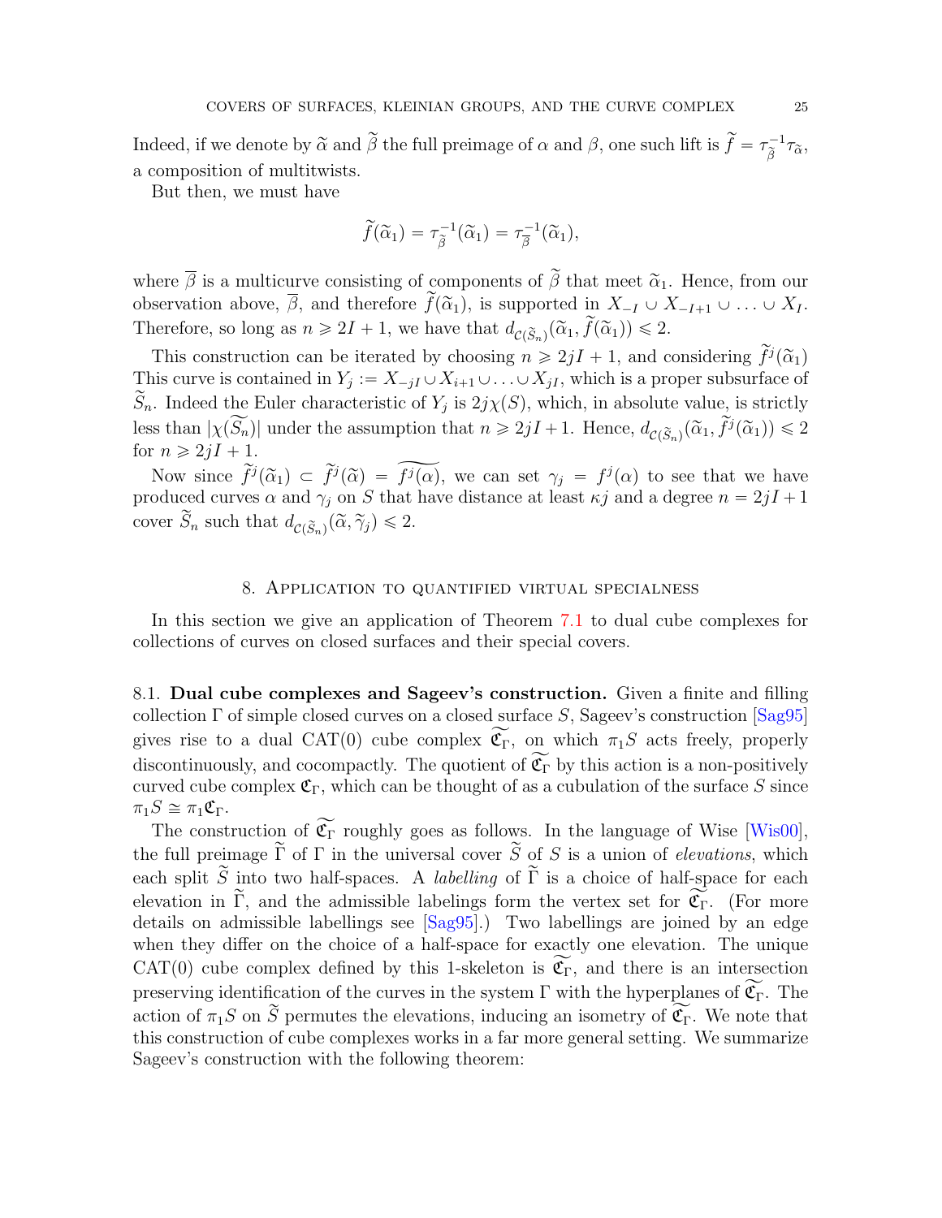Indeed, if we denote by $\widetilde{\alpha}$ and $\widetilde{\beta}$ the full preimage of $\alpha$ and $\beta$, one such lift is $\widetilde{f} = \tau_{\widetilde{\beta}}^{-1}\tau_{\widetilde{\alpha}}$, a composition of multitwists.

But then, we must have

$$\widetilde{f}(\widetilde{\alpha}_1) = \tau_{\widetilde{\beta}}^{-1}(\widetilde{\alpha}_1) = \tau_{\overline{\beta}}^{-1}(\widetilde{\alpha}_1),$$

where $\overline{\beta}$ is a multicurve consisting of components of $\widetilde{\beta}$ that meet $\widetilde{\alpha}_1$. Hence, from our observation above, $\overline{\beta}$, and therefore $\widetilde{f}(\widetilde{\alpha}_1)$, is supported in $X_{-I} \cup X_{-I+1} \cup \ldots \cup X_I$. Therefore, so long as $n \geqslant 2I + 1$, we have that $d_{\mathcal{C}(\widetilde{S}_n)}(\widetilde{\alpha}_1, \widetilde{f}(\widetilde{\alpha}_1)) \leqslant 2$.

This construction can be iterated by choosing $n \geqslant 2jI + 1$, and considering $\widetilde{f}^j(\widetilde{\alpha}_1)$ This curve is contained in $Y_j := X_{-jI} \cup X_{i+1} \cup \ldots \cup X_{jI}$, which is a proper subsurface of $\widetilde{S}_n$. Indeed the Euler characteristic of $Y_j$ is $2j\chi(S)$, which, in absolute value, is strictly less than $|\chi(\widetilde{S_n})|$ under the assumption that $n \geqslant 2jI + 1$. Hence, $d_{\mathcal{C}(\widetilde{S}_n)}(\widetilde{\alpha}_1, \widetilde{f}^j(\widetilde{\alpha}_1)) \leqslant 2$ for $n \geqslant 2jI + 1$.

Now since $\widetilde{f}^j(\widetilde{\alpha}_1) \subset \widetilde{f}^j(\widetilde{\alpha}) = \widetilde{f^j(\alpha)}$, we can set $\gamma_j = f^j(\alpha)$ to see that we have produced curves $\alpha$ and $\gamma_j$ on $S$ that have distance at least $\kappa j$ and a degree $n = 2jI + 1$ cover $\widetilde{S}_n$ such that $d_{\mathcal{C}(\widetilde{S}_n)}(\widetilde{\alpha}, \widetilde{\gamma}_j) \leqslant 2$.

## 8. Application to quantified virtual specialness

In this section we give an application of Theorem 7.1 to dual cube complexes for collections of curves on closed surfaces and their special covers.

8.1. **Dual cube complexes and Sageev's construction.** Given a finite and filling collection $\Gamma$ of simple closed curves on a closed surface $S$, Sageev's construction [Sag95] gives rise to a dual CAT(0) cube complex $\widetilde{\mathfrak{C}_\Gamma}$, on which $\pi_1 S$ acts freely, properly discontinuously, and cocompactly. The quotient of $\widetilde{\mathfrak{C}_\Gamma}$ by this action is a non-positively curved cube complex $\mathfrak{C}_\Gamma$, which can be thought of as a cubulation of the surface $S$ since $\pi_1 S \cong \pi_1 \mathfrak{C}_\Gamma$.

The construction of $\widetilde{\mathfrak{C}_\Gamma}$ roughly goes as follows. In the language of Wise [Wis00], the full preimage $\widetilde{\Gamma}$ of $\Gamma$ in the universal cover $\widetilde{S}$ of $S$ is a union of *elevations*, which each split $\widetilde{S}$ into two half-spaces. A *labelling* of $\widetilde{\Gamma}$ is a choice of half-space for each elevation in $\widetilde{\Gamma}$, and the admissible labelings form the vertex set for $\widetilde{\mathfrak{C}_\Gamma}$. (For more details on admissible labellings see [Sag95].) Two labellings are joined by an edge when they differ on the choice of a half-space for exactly one elevation. The unique CAT(0) cube complex defined by this 1-skeleton is $\widetilde{\mathfrak{C}_\Gamma}$, and there is an intersection preserving identification of the curves in the system $\Gamma$ with the hyperplanes of $\widetilde{\mathfrak{C}_\Gamma}$. The action of $\pi_1 S$ on $\widetilde{S}$ permutes the elevations, inducing an isometry of $\widetilde{\mathfrak{C}_\Gamma}$. We note that this construction of cube complexes works in a far more general setting. We summarize Sageev's construction with the following theorem: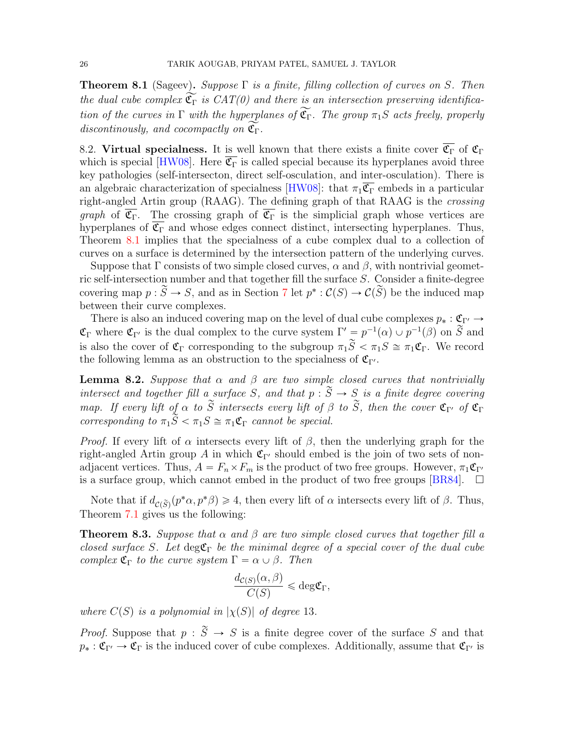**Theorem 8.1** (Sageev)**.** *Suppose $\Gamma$ is a finite, filling collection of curves on $S$. Then the dual cube complex $\widetilde{\mathfrak{C}_\Gamma}$ is CAT(0) and there is an intersection preserving identification of the curves in $\Gamma$ with the hyperplanes of $\widetilde{\mathfrak{C}_\Gamma}$. The group $\pi_1 S$ acts freely, properly discontinously, and cocompactly on $\widetilde{\mathfrak{C}_\Gamma}$.*

8.2. **Virtual specialness.** It is well known that there exists a finite cover $\overline{\mathfrak{C}_\Gamma}$ of $\mathfrak{C}_\Gamma$ which is special [HW08]. Here $\overline{\mathfrak{C}_\Gamma}$ is called special because its hyperplanes avoid three key pathologies (self-intersecton, direct self-osculation, and inter-osculation). There is an algebraic characterization of specialness [HW08]: that $\pi_1\overline{\mathfrak{C}_\Gamma}$ embeds in a particular right-angled Artin group (RAAG). The defining graph of that RAAG is the *crossing graph* of $\overline{\mathfrak{C}_\Gamma}$. The crossing graph of $\overline{\mathfrak{C}_\Gamma}$ is the simplicial graph whose vertices are hyperplanes of $\overline{\mathfrak{C}_\Gamma}$ and whose edges connect distinct, intersecting hyperplanes. Thus, Theorem 8.1 implies that the specialness of a cube complex dual to a collection of curves on a surface is determined by the intersection pattern of the underlying curves.

Suppose that $\Gamma$ consists of two simple closed curves, $\alpha$ and $\beta$, with nontrivial geometric self-intersection number and that together fill the surface $S$. Consider a finite-degree covering map $p : \widetilde{S} \to S$, and as in Section 7 let $p^* : \mathcal{C}(S) \to \mathcal{C}(\widetilde{S})$ be the induced map between their curve complexes.

There is also an induced covering map on the level of dual cube complexes $p_* : \mathfrak{C}_{\Gamma'} \to \mathfrak{C}_\Gamma$ where $\mathfrak{C}_{\Gamma'}$ is the dual complex to the curve system $\Gamma' = p^{-1}(\alpha) \cup p^{-1}(\beta)$ on $\widetilde{S}$ and is also the cover of $\mathfrak{C}_\Gamma$ corresponding to the subgroup $\pi_1\widetilde{S} < \pi_1 S \cong \pi_1\mathfrak{C}_\Gamma$. We record the following lemma as an obstruction to the specialness of $\mathfrak{C}_{\Gamma'}$.

**Lemma 8.2.** *Suppose that $\alpha$ and $\beta$ are two simple closed curves that nontrivially intersect and together fill a surface $S$, and that $p : \widetilde{S} \to S$ is a finite degree covering map. If every lift of $\alpha$ to $\widetilde{S}$ intersects every lift of $\beta$ to $\widetilde{S}$, then the cover $\mathfrak{C}_{\Gamma'}$ of $\mathfrak{C}_\Gamma$ corresponding to $\pi_1\widetilde{S} < \pi_1 S \cong \pi_1\mathfrak{C}_\Gamma$ cannot be special.*

*Proof.* If every lift of $\alpha$ intersects every lift of $\beta$, then the underlying graph for the right-angled Artin group $A$ in which $\mathfrak{C}_{\Gamma'}$ should embed is the join of two sets of non-adjacent vertices. Thus, $A = F_n \times F_m$ is the product of two free groups. However, $\pi_1\mathfrak{C}_{\Gamma'}$ is a surface group, which cannot embed in the product of two free groups [BR84]. $\square$

Note that if $d_{\mathcal{C}(\widetilde{S})}(p^*\alpha, p^*\beta) \geqslant 4$, then every lift of $\alpha$ intersects every lift of $\beta$. Thus, Theorem 7.1 gives us the following:

**Theorem 8.3.** *Suppose that $\alpha$ and $\beta$ are two simple closed curves that together fill a closed surface $S$. Let $\deg\mathfrak{C}_\Gamma$ be the minimal degree of a special cover of the dual cube complex $\mathfrak{C}_\Gamma$ to the curve system $\Gamma = \alpha \cup \beta$. Then*

$$\frac{d_{\mathcal{C}(S)}(\alpha, \beta)}{C(S)} \leqslant \deg\mathfrak{C}_\Gamma,$$

*where $C(S)$ is a polynomial in $|\chi(S)|$ of degree 13.*

*Proof.* Suppose that $p : \widetilde{S} \to S$ is a finite degree cover of the surface $S$ and that $p_* : \mathfrak{C}_{\Gamma'} \to \mathfrak{C}_\Gamma$ is the induced cover of cube complexes. Additionally, assume that $\mathfrak{C}_{\Gamma'}$ is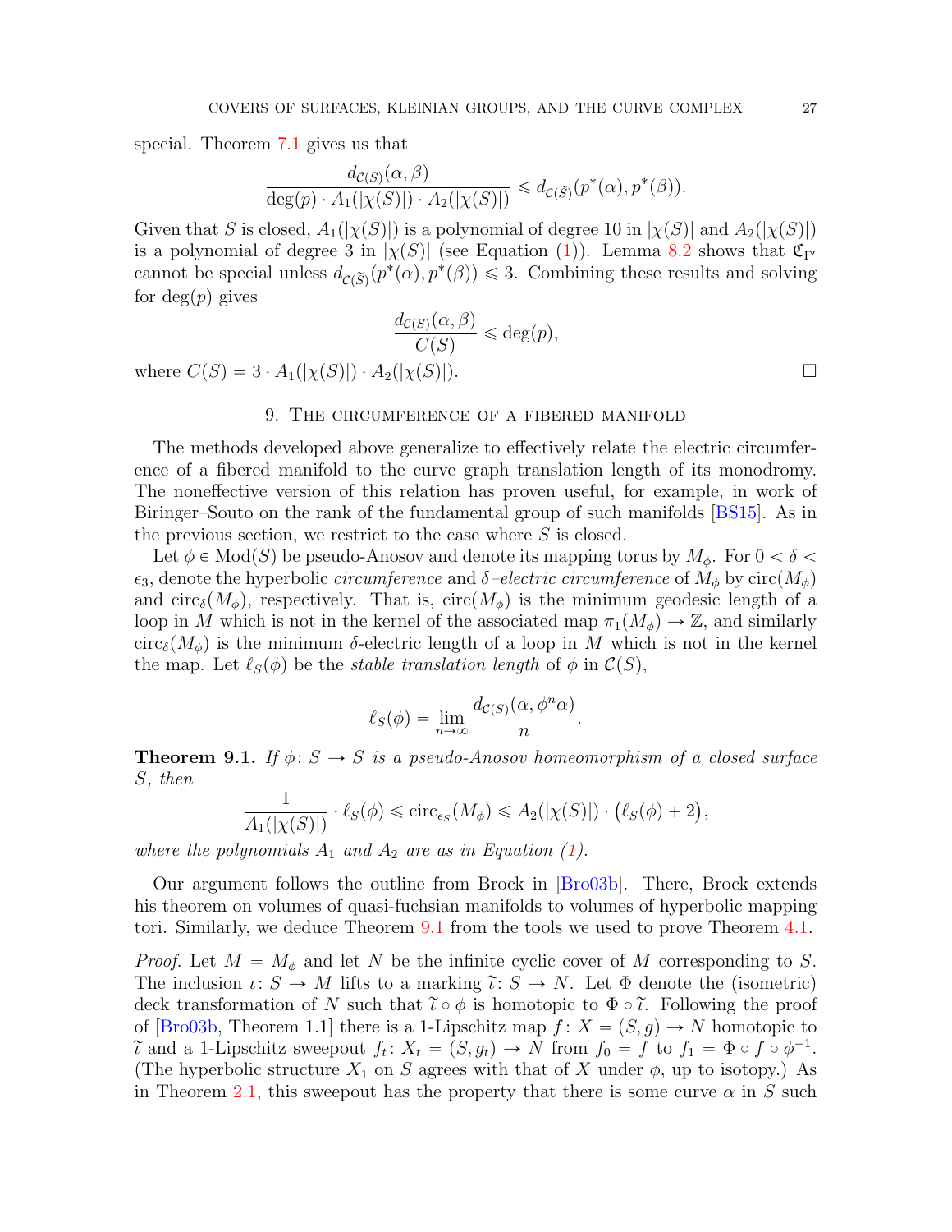special. Theorem 7.1 gives us that

$$\frac{d_{\mathcal{C}(S)}(\alpha, \beta)}{\deg(p) \cdot A_1(|\chi(S)|) \cdot A_2(|\chi(S)|)} \leqslant d_{\mathcal{C}(\widetilde{S})}(p^*(\alpha), p^*(\beta)).$$

Given that $S$ is closed, $A_1(|\chi(S)|)$ is a polynomial of degree 10 in $|\chi(S)|$ and $A_2(|\chi(S)|)$ is a polynomial of degree 3 in $|\chi(S)|$ (see Equation (1)). Lemma 8.2 shows that $\mathfrak{C}_{\Gamma'}$ cannot be special unless $d_{\mathcal{C}(\widetilde{S})}(p^*(\alpha), p^*(\beta)) \leqslant 3$. Combining these results and solving for $\deg(p)$ gives

$$\frac{d_{\mathcal{C}(S)}(\alpha, \beta)}{C(S)} \leqslant \deg(p),$$

where $C(S) = 3 \cdot A_1(|\chi(S)|) \cdot A_2(|\chi(S)|)$. □

## 9. The circumference of a fibered manifold

The methods developed above generalize to effectively relate the electric circumference of a fibered manifold to the curve graph translation length of its monodromy. The noneffective version of this relation has proven useful, for example, in work of Biringer–Souto on the rank of the fundamental group of such manifolds [BS15]. As in the previous section, we restrict to the case where $S$ is closed.

Let $\phi \in \mathrm{Mod}(S)$ be pseudo-Anosov and denote its mapping torus by $M_\phi$. For $0 < \delta < \epsilon_3$, denote the hyperbolic *circumference* and *$\delta$–electric circumference* of $M_\phi$ by $\mathrm{circ}(M_\phi)$ and $\mathrm{circ}_\delta(M_\phi)$, respectively. That is, $\mathrm{circ}(M_\phi)$ is the minimum geodesic length of a loop in $M$ which is not in the kernel of the associated map $\pi_1(M_\phi) \to \mathbb{Z}$, and similarly $\mathrm{circ}_\delta(M_\phi)$ is the minimum $\delta$-electric length of a loop in $M$ which is not in the kernel the map. Let $\ell_S(\phi)$ be the *stable translation length* of $\phi$ in $\mathcal{C}(S)$,

$$\ell_S(\phi) = \lim_{n \to \infty} \frac{d_{\mathcal{C}(S)}(\alpha, \phi^n \alpha)}{n}.$$

**Theorem 9.1.** *If $\phi \colon S \to S$ is a pseudo-Anosov homeomorphism of a closed surface $S$, then*

$$\frac{1}{A_1(|\chi(S)|)} \cdot \ell_S(\phi) \leqslant \mathrm{circ}_{\epsilon_S}(M_\phi) \leqslant A_2(|\chi(S)|) \cdot \big(\ell_S(\phi) + 2\big),$$

*where the polynomials $A_1$ and $A_2$ are as in Equation (1).*

Our argument follows the outline from Brock in [Bro03b]. There, Brock extends his theorem on volumes of quasi-fuchsian manifolds to volumes of hyperbolic mapping tori. Similarly, we deduce Theorem 9.1 from the tools we used to prove Theorem 4.1.

*Proof.* Let $M = M_\phi$ and let $N$ be the infinite cyclic cover of $M$ corresponding to $S$. The inclusion $\iota \colon S \to M$ lifts to a marking $\widetilde{\iota} \colon S \to N$. Let $\Phi$ denote the (isometric) deck transformation of $N$ such that $\widetilde{\iota} \circ \phi$ is homotopic to $\Phi \circ \widetilde{\iota}$. Following the proof of [Bro03b, Theorem 1.1] there is a 1-Lipschitz map $f \colon X = (S, g) \to N$ homotopic to $\widetilde{\iota}$ and a 1-Lipschitz sweepout $f_t \colon X_t = (S, g_t) \to N$ from $f_0 = f$ to $f_1 = \Phi \circ f \circ \phi^{-1}$. (The hyperbolic structure $X_1$ on $S$ agrees with that of $X$ under $\phi$, up to isotopy.) As in Theorem 2.1, this sweepout has the property that there is some curve $\alpha$ in $S$ such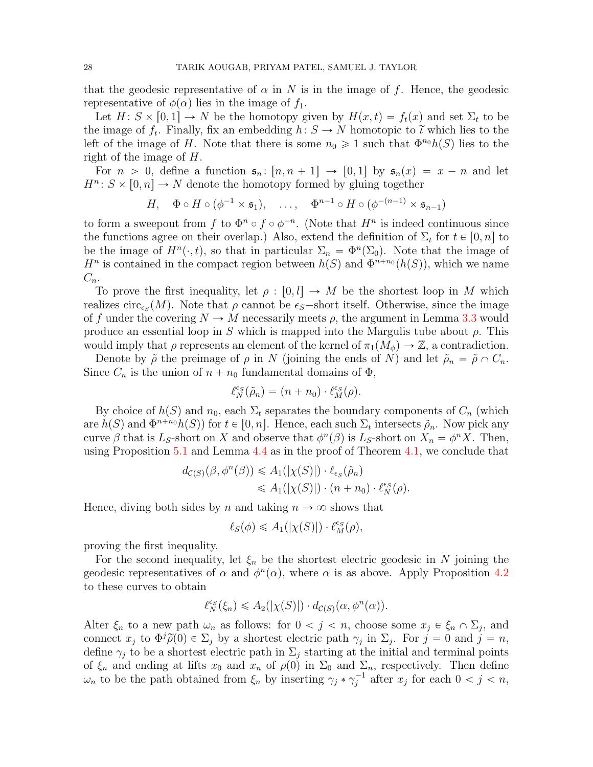that the geodesic representative of $\alpha$ in $N$ is in the image of $f$. Hence, the geodesic representative of $\phi(\alpha)$ lies in the image of $f_1$.

Let $H: S \times [0,1] \to N$ be the homotopy given by $H(x,t) = f_t(x)$ and set $\Sigma_t$ to be the image of $f_t$. Finally, fix an embedding $h: S \to N$ homotopic to $\tilde{\iota}$ which lies to the left of the image of $H$. Note that there is some $n_0 \geqslant 1$ such that $\Phi^{n_0} h(S)$ lies to the right of the image of $H$.

For $n > 0$, define a function $\mathfrak{s}_n: [n, n+1] \to [0,1]$ by $\mathfrak{s}_n(x) = x - n$ and let $H^n: S \times [0,n] \to N$ denote the homotopy formed by gluing together

$$H, \quad \Phi \circ H \circ (\phi^{-1} \times \mathfrak{s}_1), \quad \ldots, \quad \Phi^{n-1} \circ H \circ (\phi^{-(n-1)} \times \mathfrak{s}_{n-1})$$

to form a sweepout from $f$ to $\Phi^n \circ f \circ \phi^{-n}$. (Note that $H^n$ is indeed continuous since the functions agree on their overlap.) Also, extend the definition of $\Sigma_t$ for $t \in [0,n]$ to be the image of $H^n(\cdot, t)$, so that in particular $\Sigma_n = \Phi^n(\Sigma_0)$. Note that the image of $H^n$ is contained in the compact region between $h(S)$ and $\Phi^{n+n_0}(h(S))$, which we name $C_n$.

To prove the first inequality, let $\rho : [0,l] \to M$ be the shortest loop in $M$ which realizes $\mathrm{circ}_{\epsilon_S}(M)$. Note that $\rho$ cannot be $\epsilon_S$−short itself. Otherwise, since the image of $f$ under the covering $N \to M$ necessarily meets $\rho$, the argument in Lemma 3.3 would produce an essential loop in $S$ which is mapped into the Margulis tube about $\rho$. This would imply that $\rho$ represents an element of the kernel of $\pi_1(M_\phi) \to \mathbb{Z}$, a contradiction.

Denote by $\tilde{\rho}$ the preimage of $\rho$ in $N$ (joining the ends of $N$) and let $\tilde{\rho}_n = \tilde{\rho} \cap C_n$. Since $C_n$ is the union of $n + n_0$ fundamental domains of $\Phi$,

$$\ell_N^{\epsilon_S}(\tilde{\rho}_n) = (n + n_0) \cdot \ell_M^{\epsilon_S}(\rho).$$

By choice of $h(S)$ and $n_0$, each $\Sigma_t$ separates the boundary components of $C_n$ (which are $h(S)$ and $\Phi^{n+n_0}h(S)$) for $t \in [0,n]$. Hence, each such $\Sigma_t$ intersects $\tilde{\rho}_n$. Now pick any curve $\beta$ that is $L_S$-short on $X$ and observe that $\phi^n(\beta)$ is $L_S$-short on $X_n = \phi^n X$. Then, using Proposition 5.1 and Lemma 4.4 as in the proof of Theorem 4.1, we conclude that

$$\begin{aligned}
d_{\mathcal{C}(S)}(\beta, \phi^n(\beta)) &\leqslant A_1(|\chi(S)|) \cdot \ell_{\epsilon_S}(\tilde{\rho}_n) \\
&\leqslant A_1(|\chi(S)|) \cdot (n + n_0) \cdot \ell_N^{\epsilon_S}(\rho).
\end{aligned}$$

Hence, diving both sides by $n$ and taking $n \to \infty$ shows that

$$\ell_S(\phi) \leqslant A_1(|\chi(S)|) \cdot \ell_M^{\epsilon_S}(\rho),$$

proving the first inequality.

For the second inequality, let $\xi_n$ be the shortest electric geodesic in $N$ joining the geodesic representatives of $\alpha$ and $\phi^n(\alpha)$, where $\alpha$ is as above. Apply Proposition 4.2 to these curves to obtain

$$\ell_N^{\epsilon_S}(\xi_n) \leqslant A_2(|\chi(S)|) \cdot d_{\mathcal{C}(S)}(\alpha, \phi^n(\alpha)).$$

Alter $\xi_n$ to a new path $\omega_n$ as follows: for $0 < j < n$, choose some $x_j \in \xi_n \cap \Sigma_j$, and connect $x_j$ to $\Phi^j \tilde{\rho}(0) \in \Sigma_j$ by a shortest electric path $\gamma_j$ in $\Sigma_j$. For $j = 0$ and $j = n$, define $\gamma_j$ to be a shortest electric path in $\Sigma_j$ starting at the initial and terminal points of $\xi_n$ and ending at lifts $x_0$ and $x_n$ of $\rho(0)$ in $\Sigma_0$ and $\Sigma_n$, respectively. Then define $\omega_n$ to be the path obtained from $\xi_n$ by inserting $\gamma_j * \gamma_j^{-1}$ after $x_j$ for each $0 < j < n$,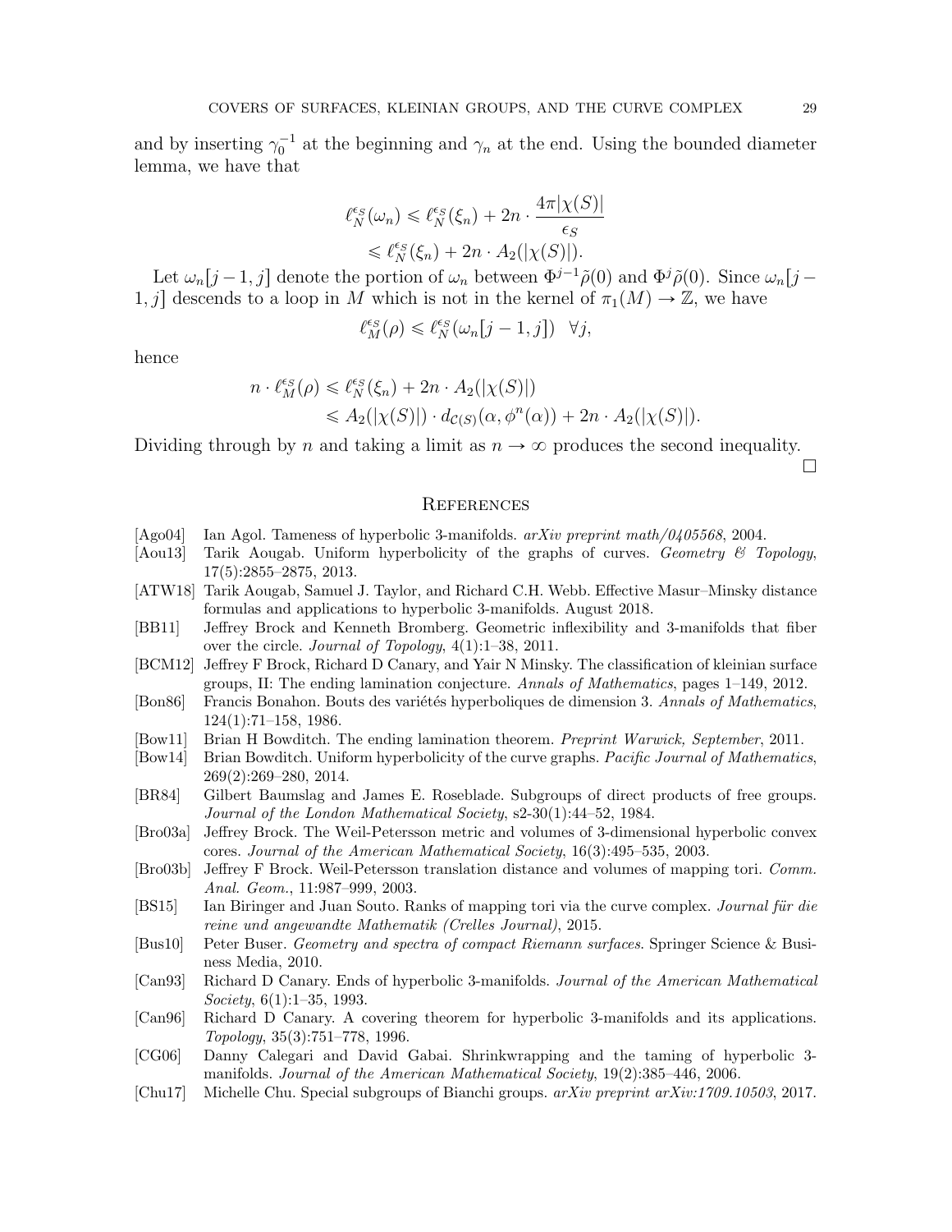and by inserting $\gamma_0^{-1}$ at the beginning and $\gamma_n$ at the end. Using the bounded diameter lemma, we have that

$$\begin{aligned}\ell_N^{\epsilon_S}(\omega_n) &\leqslant \ell_N^{\epsilon_S}(\xi_n) + 2n \cdot \frac{4\pi|\chi(S)|}{\epsilon_S} \\ &\leqslant \ell_N^{\epsilon_S}(\xi_n) + 2n \cdot A_2(|\chi(S)|).\end{aligned}$$

Let $\omega_n[j-1,j]$ denote the portion of $\omega_n$ between $\Phi^{j-1}\tilde{\rho}(0)$ and $\Phi^j\tilde{\rho}(0)$. Since $\omega_n[j-1,j]$ descends to a loop in $M$ which is not in the kernel of $\pi_1(M) \to \mathbb{Z}$, we have

$$\ell_M^{\epsilon_S}(\rho) \leqslant \ell_N^{\epsilon_S}(\omega_n[j-1,j]) \quad \forall j,$$

hence

$$\begin{aligned}n \cdot \ell_M^{\epsilon_S}(\rho) &\leqslant \ell_N^{\epsilon_S}(\xi_n) + 2n \cdot A_2(|\chi(S)|) \\ &\leqslant A_2(|\chi(S)|) \cdot d_{\mathcal{C}(S)}(\alpha, \phi^n(\alpha)) + 2n \cdot A_2(|\chi(S)|).\end{aligned}$$

Dividing through by $n$ and taking a limit as $n \to \infty$ produces the second inequality. □

## References

[Ago04] Ian Agol. Tameness of hyperbolic 3-manifolds. *arXiv preprint math/0405568*, 2004.

[Aou13] Tarik Aougab. Uniform hyperbolicity of the graphs of curves. *Geometry & Topology*, 17(5):2855–2875, 2013.

[ATW18] Tarik Aougab, Samuel J. Taylor, and Richard C.H. Webb. Effective Masur–Minsky distance formulas and applications to hyperbolic 3-manifolds. August 2018.

[BB11] Jeffrey Brock and Kenneth Bromberg. Geometric inflexibility and 3-manifolds that fiber over the circle. *Journal of Topology*, 4(1):1–38, 2011.

[BCM12] Jeffrey F Brock, Richard D Canary, and Yair N Minsky. The classification of kleinian surface groups, II: The ending lamination conjecture. *Annals of Mathematics*, pages 1–149, 2012.

[Bon86] Francis Bonahon. Bouts des variétés hyperboliques de dimension 3. *Annals of Mathematics*, 124(1):71–158, 1986.

[Bow11] Brian H Bowditch. The ending lamination theorem. *Preprint Warwick, September*, 2011.

[Bow14] Brian Bowditch. Uniform hyperbolicity of the curve graphs. *Pacific Journal of Mathematics*, 269(2):269–280, 2014.

[BR84] Gilbert Baumslag and James E. Roseblade. Subgroups of direct products of free groups. *Journal of the London Mathematical Society*, s2-30(1):44–52, 1984.

[Bro03a] Jeffrey Brock. The Weil-Petersson metric and volumes of 3-dimensional hyperbolic convex cores. *Journal of the American Mathematical Society*, 16(3):495–535, 2003.

[Bro03b] Jeffrey F Brock. Weil-Petersson translation distance and volumes of mapping tori. *Comm. Anal. Geom.*, 11:987–999, 2003.

[BS15] Ian Biringer and Juan Souto. Ranks of mapping tori via the curve complex. *Journal für die reine und angewandte Mathematik (Crelles Journal)*, 2015.

[Bus10] Peter Buser. *Geometry and spectra of compact Riemann surfaces*. Springer Science & Business Media, 2010.

[Can93] Richard D Canary. Ends of hyperbolic 3-manifolds. *Journal of the American Mathematical Society*, 6(1):1–35, 1993.

[Can96] Richard D Canary. A covering theorem for hyperbolic 3-manifolds and its applications. *Topology*, 35(3):751–778, 1996.

[CG06] Danny Calegari and David Gabai. Shrinkwrapping and the taming of hyperbolic 3-manifolds. *Journal of the American Mathematical Society*, 19(2):385–446, 2006.

[Chu17] Michelle Chu. Special subgroups of Bianchi groups. *arXiv preprint arXiv:1709.10503*, 2017.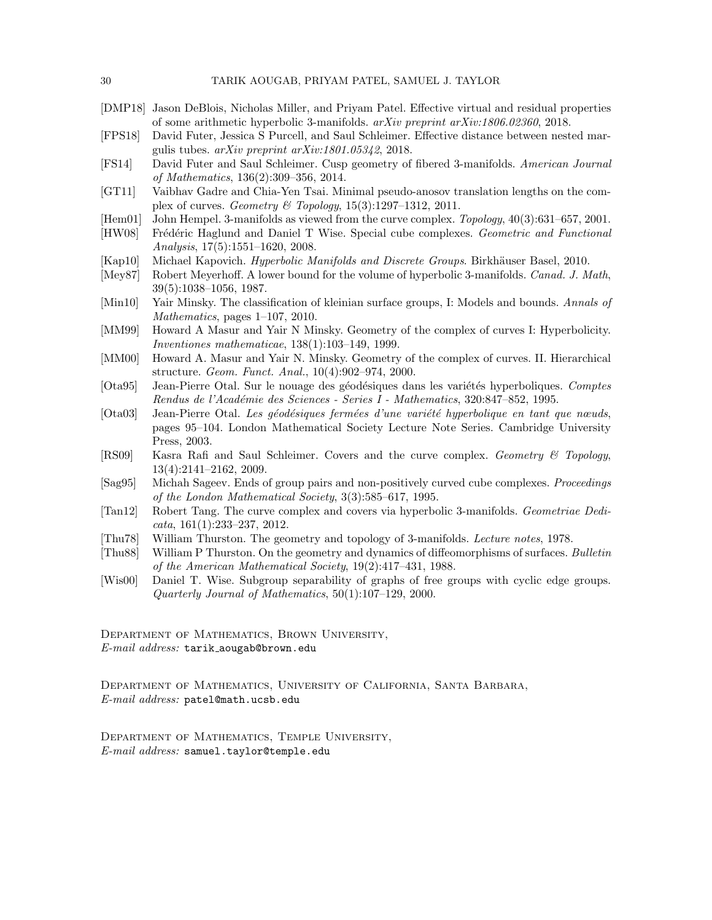- [DMP18] Jason DeBlois, Nicholas Miller, and Priyam Patel. Effective virtual and residual properties of some arithmetic hyperbolic 3-manifolds. *arXiv preprint arXiv:1806.02360*, 2018.
- [FPS18] David Futer, Jessica S Purcell, and Saul Schleimer. Effective distance between nested margulis tubes. *arXiv preprint arXiv:1801.05342*, 2018.
- [FS14] David Futer and Saul Schleimer. Cusp geometry of fibered 3-manifolds. *American Journal of Mathematics*, 136(2):309–356, 2014.
- [GT11] Vaibhav Gadre and Chia-Yen Tsai. Minimal pseudo-anosov translation lengths on the complex of curves. *Geometry & Topology*, 15(3):1297–1312, 2011.
- [Hem01] John Hempel. 3-manifolds as viewed from the curve complex. *Topology*, 40(3):631–657, 2001.
- [HW08] Frédéric Haglund and Daniel T Wise. Special cube complexes. *Geometric and Functional Analysis*, 17(5):1551–1620, 2008.
- [Kap10] Michael Kapovich. *Hyperbolic Manifolds and Discrete Groups*. Birkhäuser Basel, 2010.
- [Mey87] Robert Meyerhoff. A lower bound for the volume of hyperbolic 3-manifolds. *Canad. J. Math*, 39(5):1038–1056, 1987.
- [Min10] Yair Minsky. The classification of kleinian surface groups, I: Models and bounds. *Annals of Mathematics*, pages 1–107, 2010.
- [MM99] Howard A Masur and Yair N Minsky. Geometry of the complex of curves I: Hyperbolicity. *Inventiones mathematicae*, 138(1):103–149, 1999.
- [MM00] Howard A. Masur and Yair N. Minsky. Geometry of the complex of curves. II. Hierarchical structure. *Geom. Funct. Anal.*, 10(4):902–974, 2000.
- [Ota95] Jean-Pierre Otal. Sur le nouage des géodésiques dans les variétés hyperboliques. *Comptes Rendus de l'Académie des Sciences - Series I - Mathematics*, 320:847–852, 1995.
- [Ota03] Jean-Pierre Otal. *Les géodésiques fermées d'une variété hyperbolique en tant que nœuds*, pages 95–104. London Mathematical Society Lecture Note Series. Cambridge University Press, 2003.
- [RS09] Kasra Rafi and Saul Schleimer. Covers and the curve complex. *Geometry & Topology*, 13(4):2141–2162, 2009.
- [Sag95] Michah Sageev. Ends of group pairs and non-positively curved cube complexes. *Proceedings of the London Mathematical Society*, 3(3):585–617, 1995.
- [Tan12] Robert Tang. The curve complex and covers via hyperbolic 3-manifolds. *Geometriae Dedicata*, 161(1):233–237, 2012.
- [Thu78] William Thurston. The geometry and topology of 3-manifolds. *Lecture notes*, 1978.
- [Thu88] William P Thurston. On the geometry and dynamics of diffeomorphisms of surfaces. *Bulletin of the American Mathematical Society*, 19(2):417–431, 1988.
- [Wis00] Daniel T. Wise. Subgroup separability of graphs of free groups with cyclic edge groups. *Quarterly Journal of Mathematics*, 50(1):107–129, 2000.

Department of Mathematics, Brown University,
*E-mail address:* tarik_aougab@brown.edu

Department of Mathematics, University of California, Santa Barbara,
*E-mail address:* patel@math.ucsb.edu

Department of Mathematics, Temple University,
*E-mail address:* samuel.taylor@temple.edu